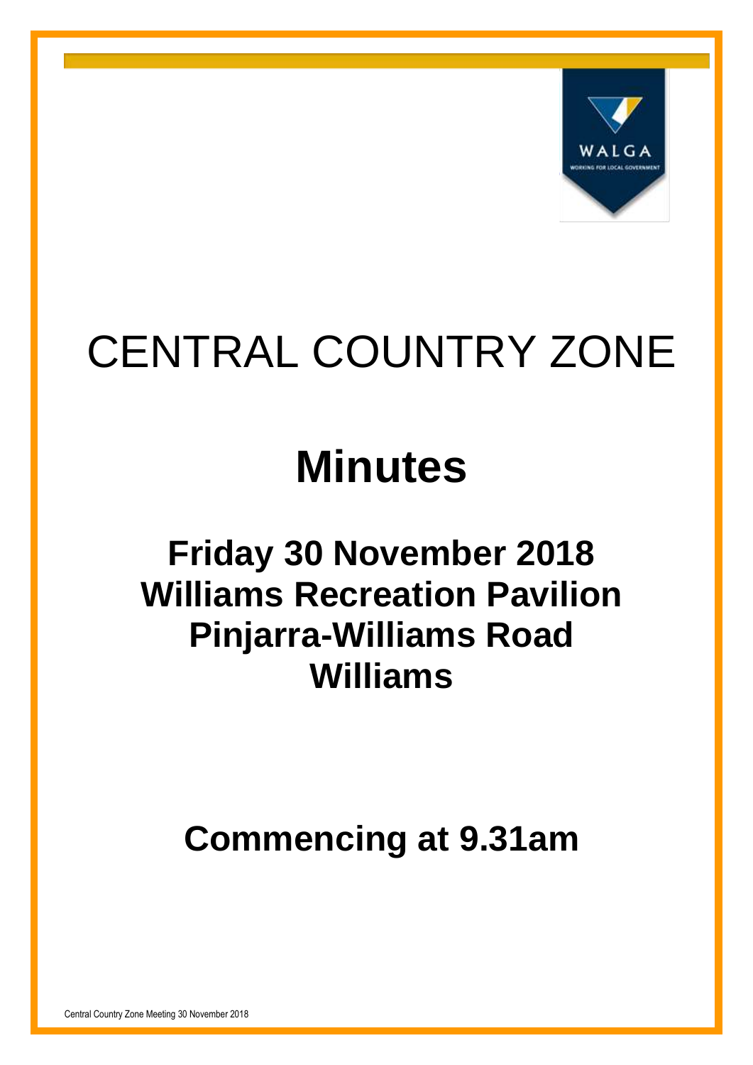# CENTRAL COUNTRY ZONE

# Minutes

## Friday 30 November 2018
## Williams Recreation Pavilion
## Pinjarra-Williams Road
## Williams

## Commencing at 9.31am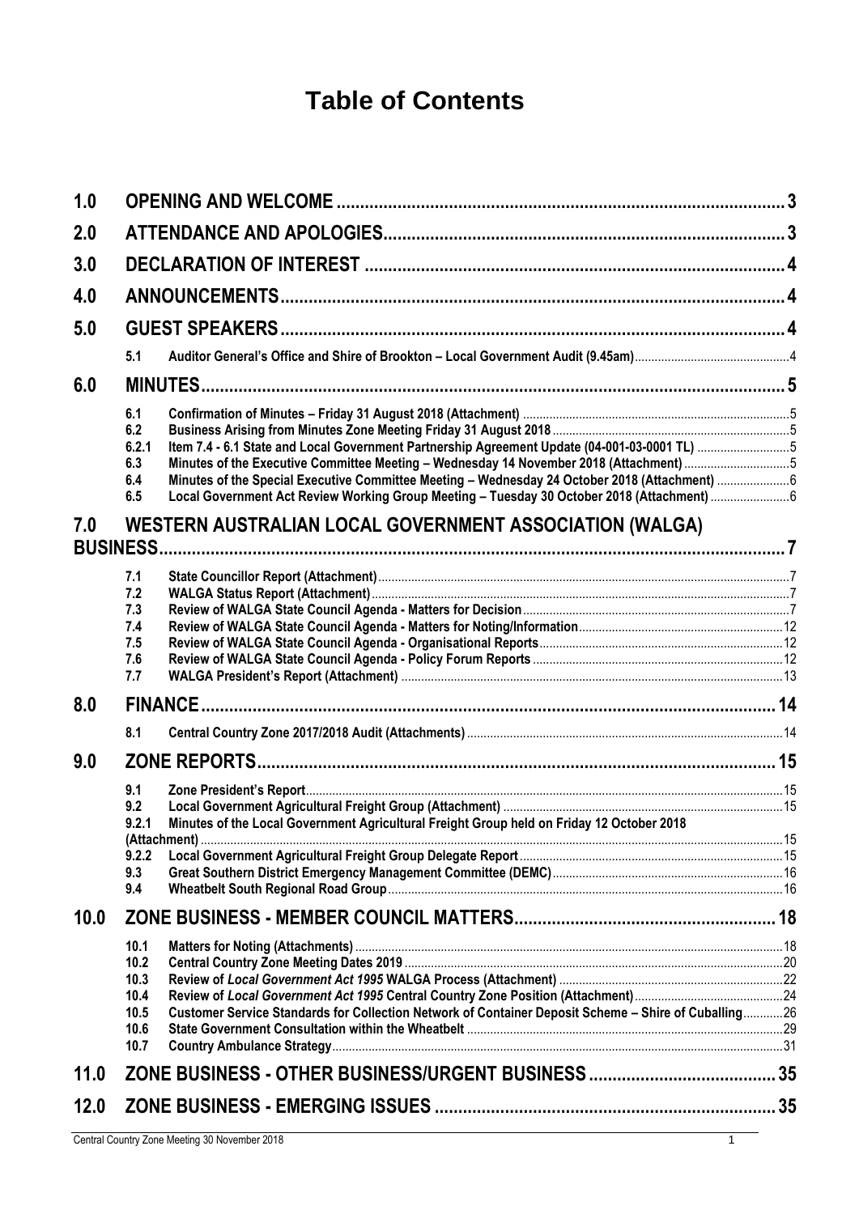# Table of Contents

| | | | |
|---|---|---|---|
| **1.0** | **OPENING AND WELCOME** | | **3** |
| **2.0** | **ATTENDANCE AND APOLOGIES** | | **3** |
| **3.0** | **DECLARATION OF INTEREST** | | **4** |
| **4.0** | **ANNOUNCEMENTS** | | **4** |
| **5.0** | **GUEST SPEAKERS** | | **4** |
| | **5.1** | **Auditor General's Office and Shire of Brookton – Local Government Audit (9.45am)** | 4 |
| **6.0** | **MINUTES** | | **5** |
| | **6.1** | **Confirmation of Minutes – Friday 31 August 2018 (Attachment)** | 5 |
| | **6.2** | **Business Arising from Minutes Zone Meeting Friday 31 August 2018** | 5 |
| | **6.2.1** | **Item 7.4 - 6.1 State and Local Government Partnership Agreement Update (04-001-03-0001 TL)** | 5 |
| | **6.3** | **Minutes of the Executive Committee Meeting – Wednesday 14 November 2018 (Attachment)** | 5 |
| | **6.4** | **Minutes of the Special Executive Committee Meeting – Wednesday 24 October 2018 (Attachment)** | 6 |
| | **6.5** | **Local Government Act Review Working Group Meeting – Tuesday 30 October 2018 (Attachment)** | 6 |
| **7.0** | **WESTERN AUSTRALIAN LOCAL GOVERNMENT ASSOCIATION (WALGA) BUSINESS** | | **7** |
| | **7.1** | **State Councillor Report (Attachment)** | 7 |
| | **7.2** | **WALGA Status Report (Attachment)** | 7 |
| | **7.3** | **Review of WALGA State Council Agenda - Matters for Decision** | 7 |
| | **7.4** | **Review of WALGA State Council Agenda - Matters for Noting/Information** | 12 |
| | **7.5** | **Review of WALGA State Council Agenda - Organisational Reports** | 12 |
| | **7.6** | **Review of WALGA State Council Agenda - Policy Forum Reports** | 12 |
| | **7.7** | **WALGA President's Report (Attachment)** | 13 |
| **8.0** | **FINANCE** | | **14** |
| | **8.1** | **Central Country Zone 2017/2018 Audit (Attachments)** | 14 |
| **9.0** | **ZONE REPORTS** | | **15** |
| | **9.1** | **Zone President's Report** | 15 |
| | **9.2** | **Local Government Agricultural Freight Group (Attachment)** | 15 |
| | **9.2.1** | **Minutes of the Local Government Agricultural Freight Group held on Friday 12 October 2018 (Attachment)** | 15 |
| | **9.2.2** | **Local Government Agricultural Freight Group Delegate Report** | 15 |
| | **9.3** | **Great Southern District Emergency Management Committee (DEMC)** | 16 |
| | **9.4** | **Wheatbelt South Regional Road Group** | 16 |
| **10.0** | **ZONE BUSINESS - MEMBER COUNCIL MATTERS** | | **18** |
| | **10.1** | **Matters for Noting (Attachments)** | 18 |
| | **10.2** | **Central Country Zone Meeting Dates 2019** | 20 |
| | **10.3** | **Review of *Local Government Act 1995* WALGA Process (Attachment)** | 22 |
| | **10.4** | **Review of *Local Government Act 1995* Central Country Zone Position (Attachment)** | 24 |
| | **10.5** | **Customer Service Standards for Collection Network of Container Deposit Scheme – Shire of Cuballing** | 26 |
| | **10.6** | **State Government Consultation within the Wheatbelt** | 29 |
| | **10.7** | **Country Ambulance Strategy** | 31 |
| **11.0** | **ZONE BUSINESS - OTHER BUSINESS/URGENT BUSINESS** | | **35** |
| **12.0** | **ZONE BUSINESS - EMERGING ISSUES** | | **35** |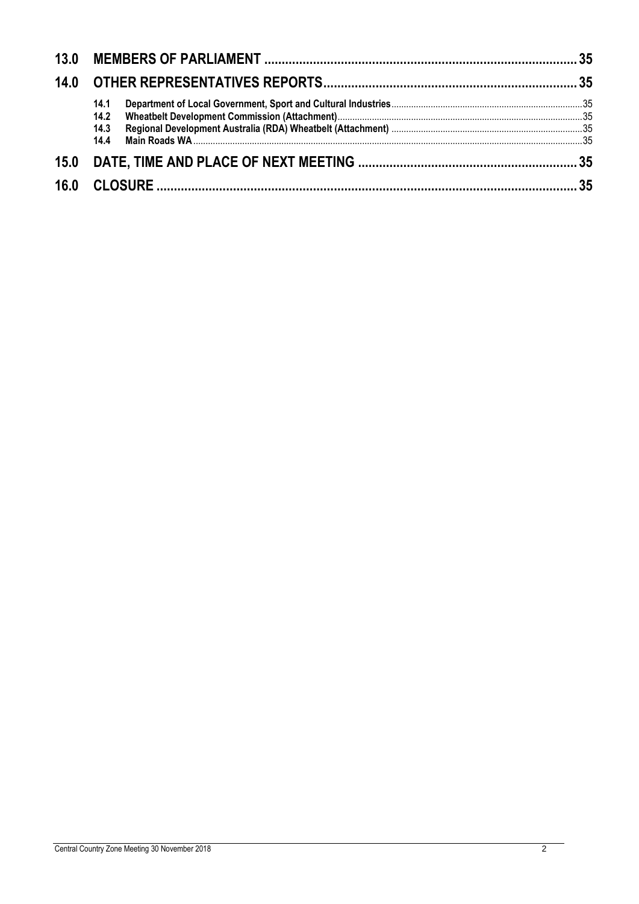**13.0 MEMBERS OF PARLIAMENT ....................................................................................... 35**

**14.0 OTHER REPRESENTATIVES REPORTS....................................................................... 35**

- **14.1 Department of Local Government, Sport and Cultural Industries**..............................................................................35
- **14.2 Wheatbelt Development Commission (Attachment)**....................................................................................................35
- **14.3 Regional Development Australia (RDA) Wheatbelt (Attachment)** ..............................................................................35
- **14.4 Main Roads WA**...............................................................................................................................................................35

**15.0 DATE, TIME AND PLACE OF NEXT MEETING ............................................................. 35**

**16.0 CLOSURE ...................................................................................................................... 35**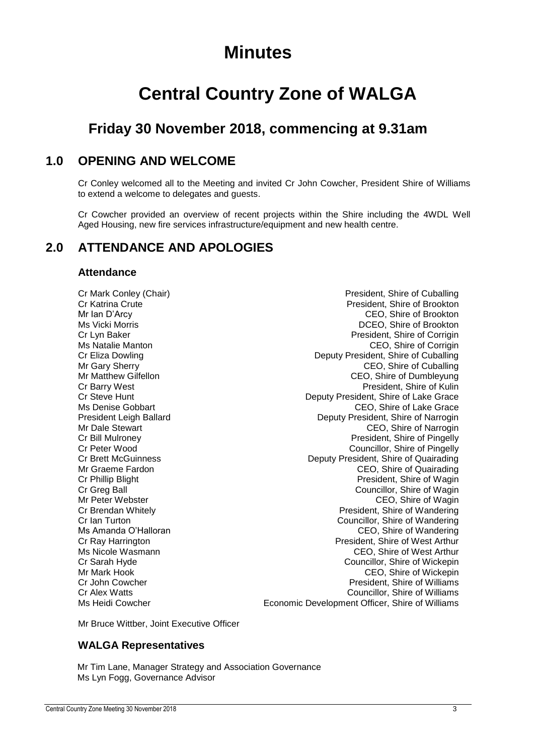# Minutes

# Central Country Zone of WALGA

## Friday 30 November 2018, commencing at 9.31am

## 1.0 OPENING AND WELCOME

Cr Conley welcomed all to the Meeting and invited Cr John Cowcher, President Shire of Williams to extend a welcome to delegates and guests.

Cr Cowcher provided an overview of recent projects within the Shire including the 4WDL Well Aged Housing, new fire services infrastructure/equipment and new health centre.

## 2.0 ATTENDANCE AND APOLOGIES

### Attendance

| | |
|---|---|
| Cr Mark Conley (Chair) | President, Shire of Cuballing |
| Cr Katrina Crute | President, Shire of Brookton |
| Mr Ian D'Arcy | CEO, Shire of Brookton |
| Ms Vicki Morris | DCEO, Shire of Brookton |
| Cr Lyn Baker | President, Shire of Corrigin |
| Ms Natalie Manton | CEO, Shire of Corrigin |
| Cr Eliza Dowling | Deputy President, Shire of Cuballing |
| Mr Gary Sherry | CEO, Shire of Cuballing |
| Mr Matthew Gilfellon | CEO, Shire of Dumbleyung |
| Cr Barry West | President, Shire of Kulin |
| Cr Steve Hunt | Deputy President, Shire of Lake Grace |
| Ms Denise Gobbart | CEO, Shire of Lake Grace |
| President Leigh Ballard | Deputy President, Shire of Narrogin |
| Mr Dale Stewart | CEO, Shire of Narrogin |
| Cr Bill Mulroney | President, Shire of Pingelly |
| Cr Peter Wood | Councillor, Shire of Pingelly |
| Cr Brett McGuinness | Deputy President, Shire of Quairading |
| Mr Graeme Fardon | CEO, Shire of Quairading |
| Cr Phillip Blight | President, Shire of Wagin |
| Cr Greg Ball | Councillor, Shire of Wagin |
| Mr Peter Webster | CEO, Shire of Wagin |
| Cr Brendan Whitely | President, Shire of Wandering |
| Cr Ian Turton | Councillor, Shire of Wandering |
| Ms Amanda O'Halloran | CEO, Shire of Wandering |
| Cr Ray Harrington | President, Shire of West Arthur |
| Ms Nicole Wasmann | CEO, Shire of West Arthur |
| Cr Sarah Hyde | Councillor, Shire of Wickepin |
| Mr Mark Hook | CEO, Shire of Wickepin |
| Cr John Cowcher | President, Shire of Williams |
| Cr Alex Watts | Councillor, Shire of Williams |
| Ms Heidi Cowcher | Economic Development Officer, Shire of Williams |

Mr Bruce Wittber, Joint Executive Officer

### WALGA Representatives

Mr Tim Lane, Manager Strategy and Association Governance
Ms Lyn Fogg, Governance Advisor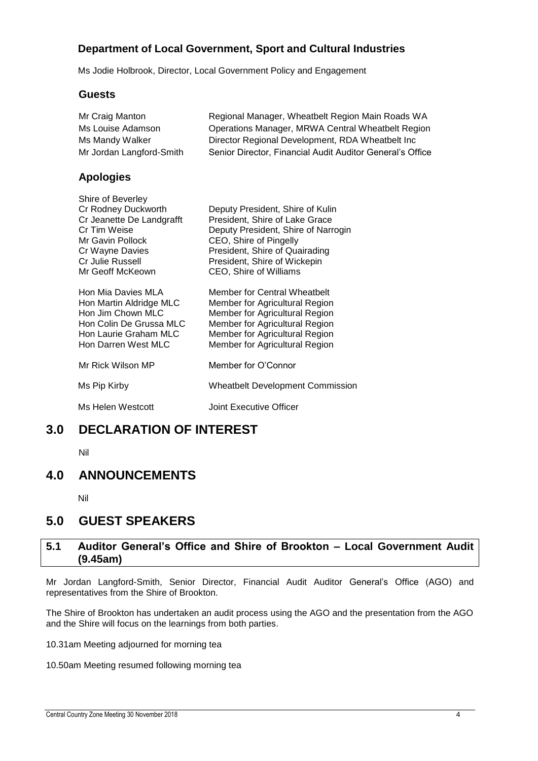## Department of Local Government, Sport and Cultural Industries

Ms Jodie Holbrook, Director, Local Government Policy and Engagement

### Guests

| | |
|---|---|
| Mr Craig Manton | Regional Manager, Wheatbelt Region Main Roads WA |
| Ms Louise Adamson | Operations Manager, MRWA Central Wheatbelt Region |
| Ms Mandy Walker | Director Regional Development, RDA Wheatbelt Inc |
| Mr Jordan Langford-Smith | Senior Director, Financial Audit Auditor General's Office |

### Apologies

| | |
|---|---|
| Shire of Beverley | |
| Cr Rodney Duckworth | Deputy President, Shire of Kulin |
| Cr Jeanette De Landgrafft | President, Shire of Lake Grace |
| Cr Tim Weise | Deputy President, Shire of Narrogin |
| Mr Gavin Pollock | CEO, Shire of Pingelly |
| Cr Wayne Davies | President, Shire of Quairading |
| Cr Julie Russell | President, Shire of Wickepin |
| Mr Geoff McKeown | CEO, Shire of Williams |
| | |
| Hon Mia Davies MLA | Member for Central Wheatbelt |
| Hon Martin Aldridge MLC | Member for Agricultural Region |
| Hon Jim Chown MLC | Member for Agricultural Region |
| Hon Colin De Grussa MLC | Member for Agricultural Region |
| Hon Laurie Graham MLC | Member for Agricultural Region |
| Hon Darren West MLC | Member for Agricultural Region |
| | |
| Mr Rick Wilson MP | Member for O'Connor |
| | |
| Ms Pip Kirby | Wheatbelt Development Commission |
| | |
| Ms Helen Westcott | Joint Executive Officer |

# 3.0 DECLARATION OF INTEREST

Nil

# 4.0 ANNOUNCEMENTS

Nil

# 5.0 GUEST SPEAKERS

## 5.1 Auditor General's Office and Shire of Brookton – Local Government Audit (9.45am)

Mr Jordan Langford-Smith, Senior Director, Financial Audit Auditor General's Office (AGO) and representatives from the Shire of Brookton.

The Shire of Brookton has undertaken an audit process using the AGO and the presentation from the AGO and the Shire will focus on the learnings from both parties.

10.31am Meeting adjourned for morning tea

10.50am Meeting resumed following morning tea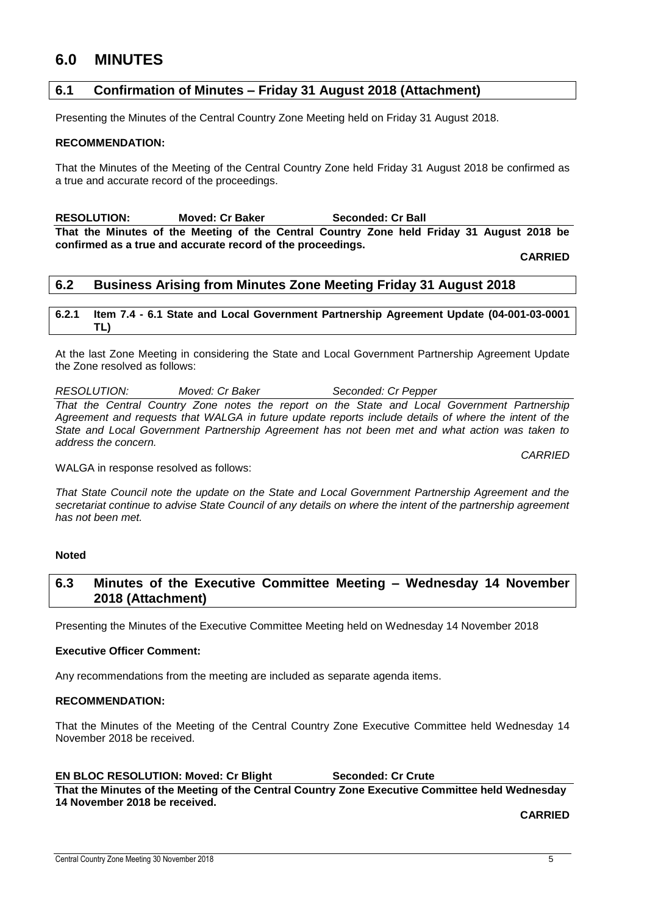# 6.0 MINUTES

## 6.1 Confirmation of Minutes – Friday 31 August 2018 (Attachment)

Presenting the Minutes of the Central Country Zone Meeting held on Friday 31 August 2018.

**RECOMMENDATION:**

That the Minutes of the Meeting of the Central Country Zone held Friday 31 August 2018 be confirmed as a true and accurate record of the proceedings.

**RESOLUTION: Moved: Cr Baker Seconded: Cr Ball**

**That the Minutes of the Meeting of the Central Country Zone held Friday 31 August 2018 be confirmed as a true and accurate record of the proceedings.**

**CARRIED**

## 6.2 Business Arising from Minutes Zone Meeting Friday 31 August 2018

### 6.2.1 Item 7.4 - 6.1 State and Local Government Partnership Agreement Update (04-001-03-0001 TL)

At the last Zone Meeting in considering the State and Local Government Partnership Agreement Update the Zone resolved as follows:

*RESOLUTION: Moved: Cr Baker Seconded: Cr Pepper*

*That the Central Country Zone notes the report on the State and Local Government Partnership Agreement and requests that WALGA in future update reports include details of where the intent of the State and Local Government Partnership Agreement has not been met and what action was taken to address the concern.*

*CARRIED*

WALGA in response resolved as follows:

*That State Council note the update on the State and Local Government Partnership Agreement and the secretariat continue to advise State Council of any details on where the intent of the partnership agreement has not been met.*

**Noted**

## 6.3 Minutes of the Executive Committee Meeting – Wednesday 14 November 2018 (Attachment)

Presenting the Minutes of the Executive Committee Meeting held on Wednesday 14 November 2018

**Executive Officer Comment:**

Any recommendations from the meeting are included as separate agenda items.

**RECOMMENDATION:**

That the Minutes of the Meeting of the Central Country Zone Executive Committee held Wednesday 14 November 2018 be received.

**EN BLOC RESOLUTION: Moved: Cr Blight Seconded: Cr Crute**

**That the Minutes of the Meeting of the Central Country Zone Executive Committee held Wednesday 14 November 2018 be received.**

**CARRIED**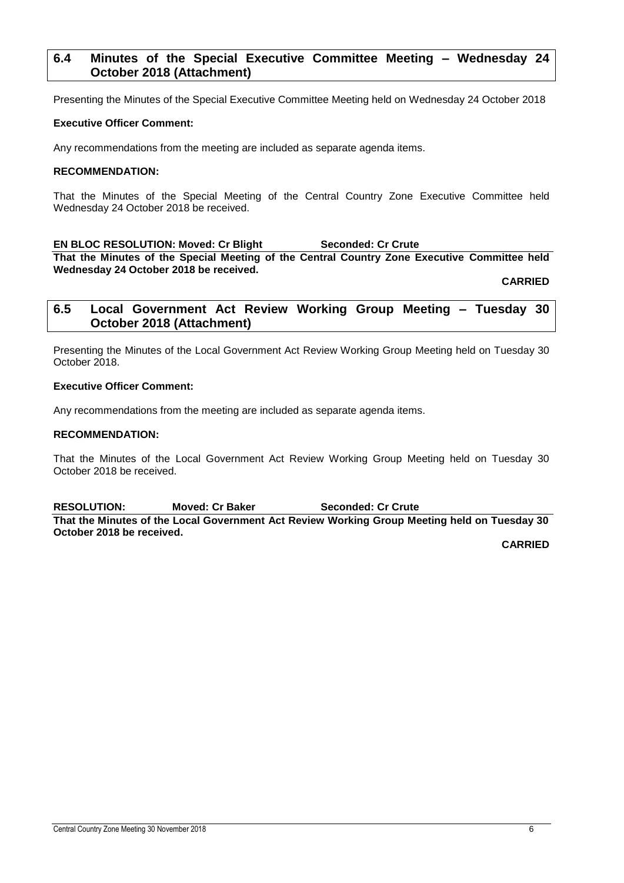## 6.4 Minutes of the Special Executive Committee Meeting – Wednesday 24 October 2018 (Attachment)

Presenting the Minutes of the Special Executive Committee Meeting held on Wednesday 24 October 2018

**Executive Officer Comment:**

Any recommendations from the meeting are included as separate agenda items.

**RECOMMENDATION:**

That the Minutes of the Special Meeting of the Central Country Zone Executive Committee held Wednesday 24 October 2018 be received.

**EN BLOC RESOLUTION: Moved: Cr Blight Seconded: Cr Crute**

**That the Minutes of the Special Meeting of the Central Country Zone Executive Committee held Wednesday 24 October 2018 be received.**

**CARRIED**

## 6.5 Local Government Act Review Working Group Meeting – Tuesday 30 October 2018 (Attachment)

Presenting the Minutes of the Local Government Act Review Working Group Meeting held on Tuesday 30 October 2018.

**Executive Officer Comment:**

Any recommendations from the meeting are included as separate agenda items.

**RECOMMENDATION:**

That the Minutes of the Local Government Act Review Working Group Meeting held on Tuesday 30 October 2018 be received.

**RESOLUTION: Moved: Cr Baker Seconded: Cr Crute**

**That the Minutes of the Local Government Act Review Working Group Meeting held on Tuesday 30 October 2018 be received.**

**CARRIED**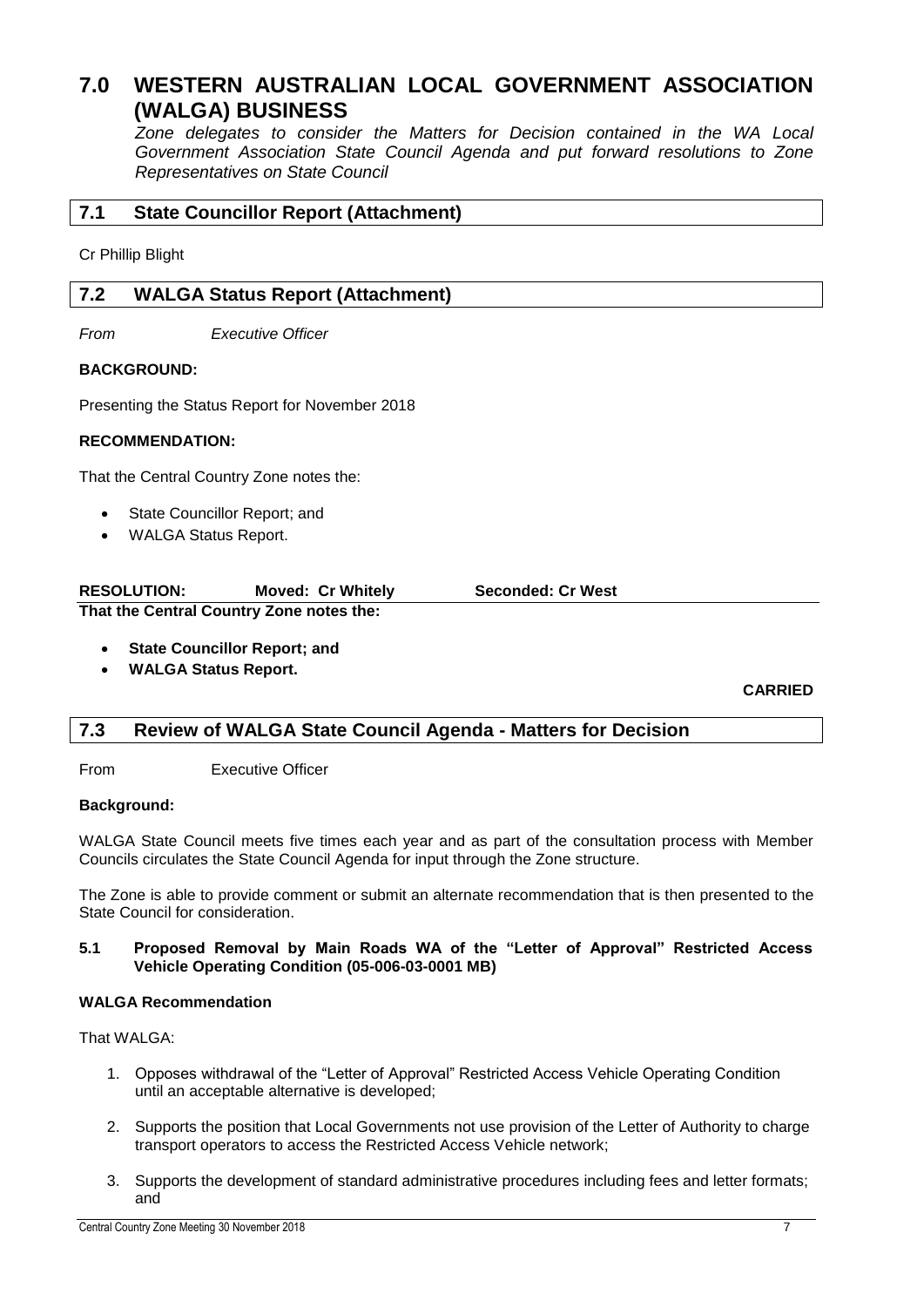# 7.0 WESTERN AUSTRALIAN LOCAL GOVERNMENT ASSOCIATION (WALGA) BUSINESS

*Zone delegates to consider the Matters for Decision contained in the WA Local Government Association State Council Agenda and put forward resolutions to Zone Representatives on State Council*

## 7.1 State Councillor Report (Attachment)

Cr Phillip Blight

## 7.2 WALGA Status Report (Attachment)

*From* *Executive Officer*

**BACKGROUND:**

Presenting the Status Report for November 2018

**RECOMMENDATION:**

That the Central Country Zone notes the:

- State Councillor Report; and
- WALGA Status Report.

**RESOLUTION:** **Moved: Cr Whitely** **Seconded: Cr West**

**That the Central Country Zone notes the:**

- **State Councillor Report; and**
- **WALGA Status Report.**

**CARRIED**

## 7.3 Review of WALGA State Council Agenda - Matters for Decision

From Executive Officer

**Background:**

WALGA State Council meets five times each year and as part of the consultation process with Member Councils circulates the State Council Agenda for input through the Zone structure.

The Zone is able to provide comment or submit an alternate recommendation that is then presented to the State Council for consideration.

**5.1 Proposed Removal by Main Roads WA of the "Letter of Approval" Restricted Access Vehicle Operating Condition (05-006-03-0001 MB)**

**WALGA Recommendation**

That WALGA:

1. Opposes withdrawal of the "Letter of Approval" Restricted Access Vehicle Operating Condition until an acceptable alternative is developed;
2. Supports the position that Local Governments not use provision of the Letter of Authority to charge transport operators to access the Restricted Access Vehicle network;
3. Supports the development of standard administrative procedures including fees and letter formats; and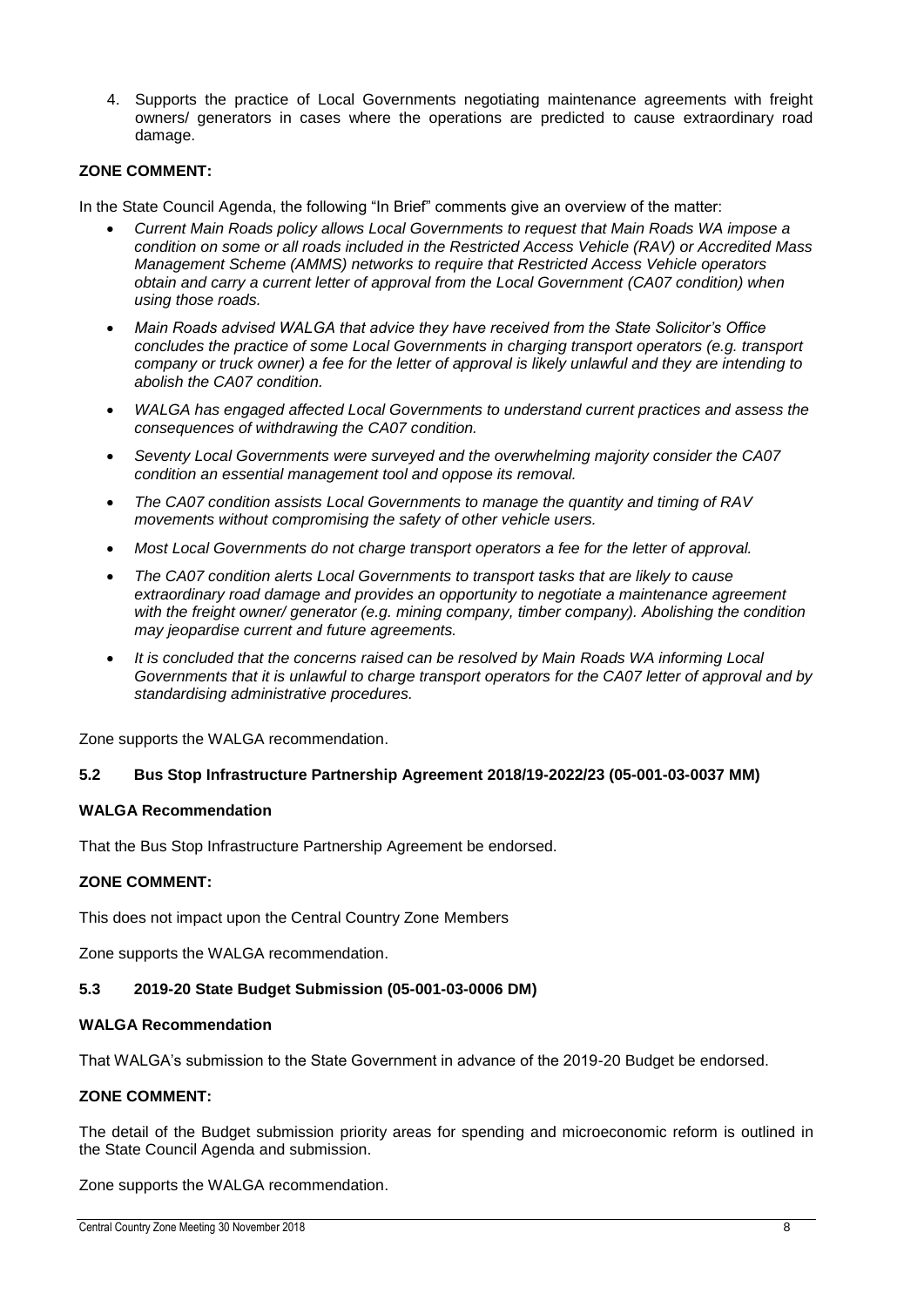4. Supports the practice of Local Governments negotiating maintenance agreements with freight owners/ generators in cases where the operations are predicted to cause extraordinary road damage.

**ZONE COMMENT:**

In the State Council Agenda, the following "In Brief" comments give an overview of the matter:

- *Current Main Roads policy allows Local Governments to request that Main Roads WA impose a condition on some or all roads included in the Restricted Access Vehicle (RAV) or Accredited Mass Management Scheme (AMMS) networks to require that Restricted Access Vehicle operators obtain and carry a current letter of approval from the Local Government (CA07 condition) when using those roads.*
- *Main Roads advised WALGA that advice they have received from the State Solicitor's Office concludes the practice of some Local Governments in charging transport operators (e.g. transport company or truck owner) a fee for the letter of approval is likely unlawful and they are intending to abolish the CA07 condition.*
- *WALGA has engaged affected Local Governments to understand current practices and assess the consequences of withdrawing the CA07 condition.*
- *Seventy Local Governments were surveyed and the overwhelming majority consider the CA07 condition an essential management tool and oppose its removal.*
- *The CA07 condition assists Local Governments to manage the quantity and timing of RAV movements without compromising the safety of other vehicle users.*
- *Most Local Governments do not charge transport operators a fee for the letter of approval.*
- *The CA07 condition alerts Local Governments to transport tasks that are likely to cause extraordinary road damage and provides an opportunity to negotiate a maintenance agreement with the freight owner/ generator (e.g. mining company, timber company). Abolishing the condition may jeopardise current and future agreements.*
- *It is concluded that the concerns raised can be resolved by Main Roads WA informing Local Governments that it is unlawful to charge transport operators for the CA07 letter of approval and by standardising administrative procedures.*

Zone supports the WALGA recommendation.

### 5.2 Bus Stop Infrastructure Partnership Agreement 2018/19-2022/23 (05-001-03-0037 MM)

**WALGA Recommendation**

That the Bus Stop Infrastructure Partnership Agreement be endorsed.

**ZONE COMMENT:**

This does not impact upon the Central Country Zone Members

Zone supports the WALGA recommendation.

### 5.3 2019-20 State Budget Submission (05-001-03-0006 DM)

**WALGA Recommendation**

That WALGA's submission to the State Government in advance of the 2019-20 Budget be endorsed.

**ZONE COMMENT:**

The detail of the Budget submission priority areas for spending and microeconomic reform is outlined in the State Council Agenda and submission.

Zone supports the WALGA recommendation.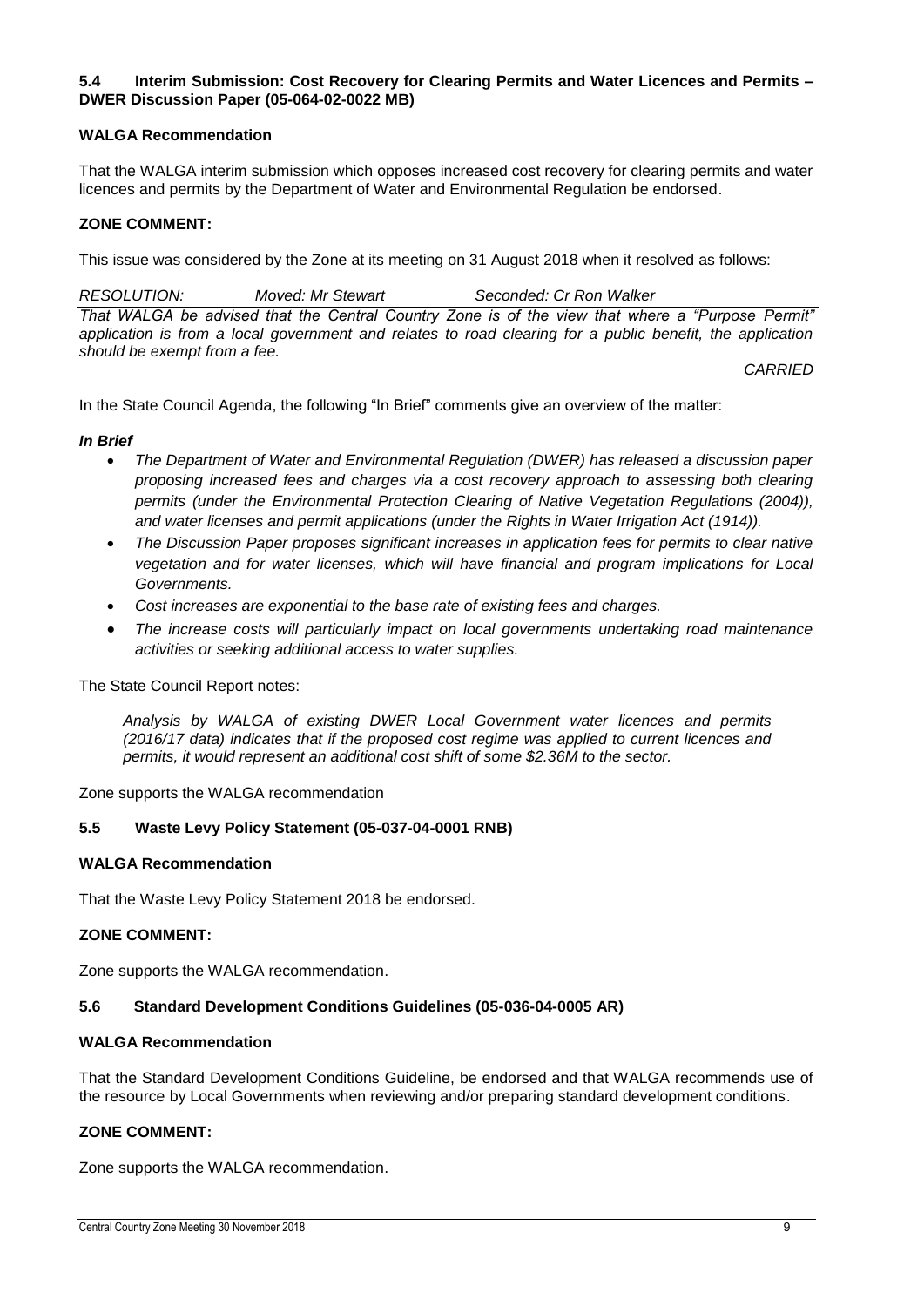### 5.4 Interim Submission: Cost Recovery for Clearing Permits and Water Licences and Permits – DWER Discussion Paper (05-064-02-0022 MB)

**WALGA Recommendation**

That the WALGA interim submission which opposes increased cost recovery for clearing permits and water licences and permits by the Department of Water and Environmental Regulation be endorsed.

**ZONE COMMENT:**

This issue was considered by the Zone at its meeting on 31 August 2018 when it resolved as follows:

*RESOLUTION: Moved: Mr Stewart Seconded: Cr Ron Walker*

*That WALGA be advised that the Central Country Zone is of the view that where a "Purpose Permit" application is from a local government and relates to road clearing for a public benefit, the application should be exempt from a fee.*

*CARRIED*

In the State Council Agenda, the following "In Brief" comments give an overview of the matter:

***In Brief***

- *The Department of Water and Environmental Regulation (DWER) has released a discussion paper proposing increased fees and charges via a cost recovery approach to assessing both clearing permits (under the Environmental Protection Clearing of Native Vegetation Regulations (2004)), and water licenses and permit applications (under the Rights in Water Irrigation Act (1914)).*
- *The Discussion Paper proposes significant increases in application fees for permits to clear native vegetation and for water licenses, which will have financial and program implications for Local Governments.*
- *Cost increases are exponential to the base rate of existing fees and charges.*
- *The increase costs will particularly impact on local governments undertaking road maintenance activities or seeking additional access to water supplies.*

The State Council Report notes:

> *Analysis by WALGA of existing DWER Local Government water licences and permits (2016/17 data) indicates that if the proposed cost regime was applied to current licences and permits, it would represent an additional cost shift of some $2.36M to the sector.*

Zone supports the WALGA recommendation

### 5.5 Waste Levy Policy Statement (05-037-04-0001 RNB)

**WALGA Recommendation**

That the Waste Levy Policy Statement 2018 be endorsed.

**ZONE COMMENT:**

Zone supports the WALGA recommendation.

### 5.6 Standard Development Conditions Guidelines (05-036-04-0005 AR)

**WALGA Recommendation**

That the Standard Development Conditions Guideline, be endorsed and that WALGA recommends use of the resource by Local Governments when reviewing and/or preparing standard development conditions.

**ZONE COMMENT:**

Zone supports the WALGA recommendation.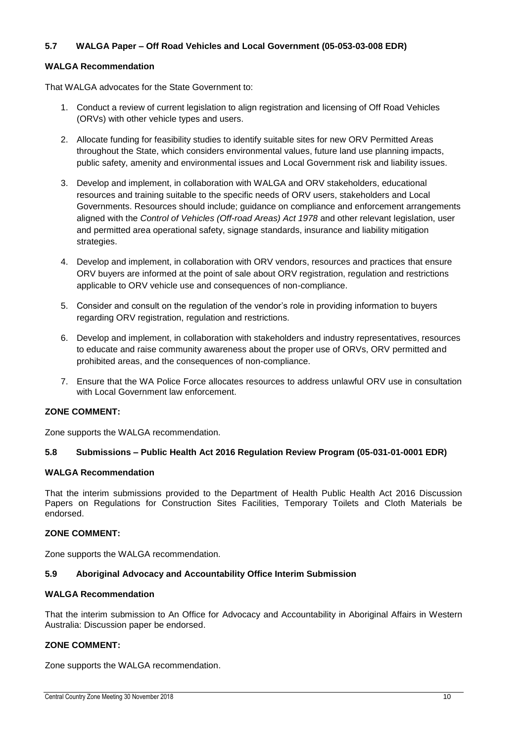### 5.7 WALGA Paper – Off Road Vehicles and Local Government (05-053-03-008 EDR)

**WALGA Recommendation**

That WALGA advocates for the State Government to:

1. Conduct a review of current legislation to align registration and licensing of Off Road Vehicles (ORVs) with other vehicle types and users.
2. Allocate funding for feasibility studies to identify suitable sites for new ORV Permitted Areas throughout the State, which considers environmental values, future land use planning impacts, public safety, amenity and environmental issues and Local Government risk and liability issues.
3. Develop and implement, in collaboration with WALGA and ORV stakeholders, educational resources and training suitable to the specific needs of ORV users, stakeholders and Local Governments. Resources should include; guidance on compliance and enforcement arrangements aligned with the *Control of Vehicles (Off-road Areas) Act 1978* and other relevant legislation, user and permitted area operational safety, signage standards, insurance and liability mitigation strategies.
4. Develop and implement, in collaboration with ORV vendors, resources and practices that ensure ORV buyers are informed at the point of sale about ORV registration, regulation and restrictions applicable to ORV vehicle use and consequences of non-compliance.
5. Consider and consult on the regulation of the vendor's role in providing information to buyers regarding ORV registration, regulation and restrictions.
6. Develop and implement, in collaboration with stakeholders and industry representatives, resources to educate and raise community awareness about the proper use of ORVs, ORV permitted and prohibited areas, and the consequences of non-compliance.
7. Ensure that the WA Police Force allocates resources to address unlawful ORV use in consultation with Local Government law enforcement.

**ZONE COMMENT:**

Zone supports the WALGA recommendation.

### 5.8 Submissions – Public Health Act 2016 Regulation Review Program (05-031-01-0001 EDR)

**WALGA Recommendation**

That the interim submissions provided to the Department of Health Public Health Act 2016 Discussion Papers on Regulations for Construction Sites Facilities, Temporary Toilets and Cloth Materials be endorsed.

**ZONE COMMENT:**

Zone supports the WALGA recommendation.

### 5.9 Aboriginal Advocacy and Accountability Office Interim Submission

**WALGA Recommendation**

That the interim submission to An Office for Advocacy and Accountability in Aboriginal Affairs in Western Australia: Discussion paper be endorsed.

**ZONE COMMENT:**

Zone supports the WALGA recommendation.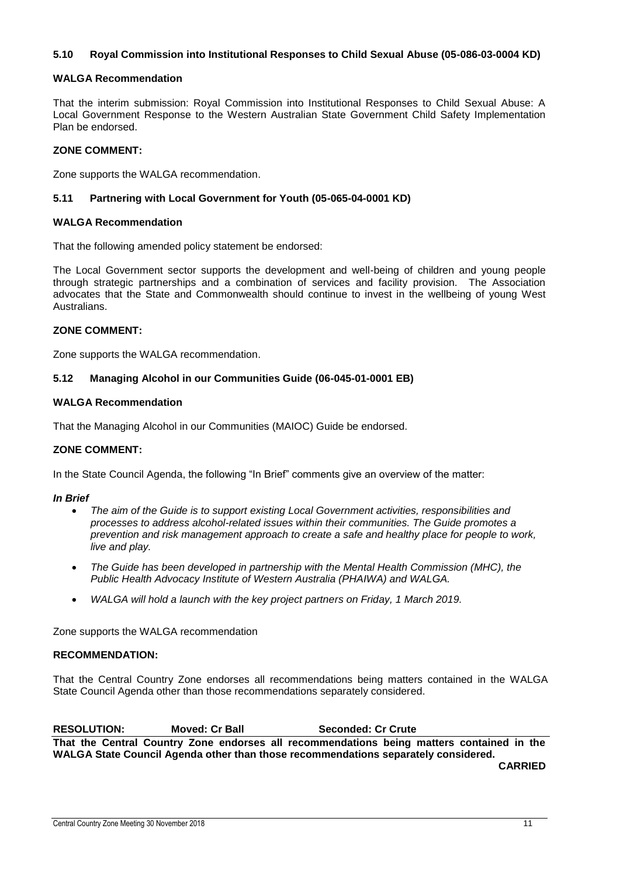### 5.10 Royal Commission into Institutional Responses to Child Sexual Abuse (05-086-03-0004 KD)

**WALGA Recommendation**

That the interim submission: Royal Commission into Institutional Responses to Child Sexual Abuse: A Local Government Response to the Western Australian State Government Child Safety Implementation Plan be endorsed.

**ZONE COMMENT:**

Zone supports the WALGA recommendation.

### 5.11 Partnering with Local Government for Youth (05-065-04-0001 KD)

**WALGA Recommendation**

That the following amended policy statement be endorsed:

The Local Government sector supports the development and well-being of children and young people through strategic partnerships and a combination of services and facility provision. The Association advocates that the State and Commonwealth should continue to invest in the wellbeing of young West Australians.

**ZONE COMMENT:**

Zone supports the WALGA recommendation.

### 5.12 Managing Alcohol in our Communities Guide (06-045-01-0001 EB)

**WALGA Recommendation**

That the Managing Alcohol in our Communities (MAIOC) Guide be endorsed.

**ZONE COMMENT:**

In the State Council Agenda, the following "In Brief" comments give an overview of the matter:

***In Brief***

- *The aim of the Guide is to support existing Local Government activities, responsibilities and processes to address alcohol-related issues within their communities. The Guide promotes a prevention and risk management approach to create a safe and healthy place for people to work, live and play.*
- *The Guide has been developed in partnership with the Mental Health Commission (MHC), the Public Health Advocacy Institute of Western Australia (PHAIWA) and WALGA.*
- *WALGA will hold a launch with the key project partners on Friday, 1 March 2019.*

Zone supports the WALGA recommendation

**RECOMMENDATION:**

That the Central Country Zone endorses all recommendations being matters contained in the WALGA State Council Agenda other than those recommendations separately considered.

**RESOLUTION: Moved: Cr Ball Seconded: Cr Crute**

**That the Central Country Zone endorses all recommendations being matters contained in the WALGA State Council Agenda other than those recommendations separately considered.**

**CARRIED**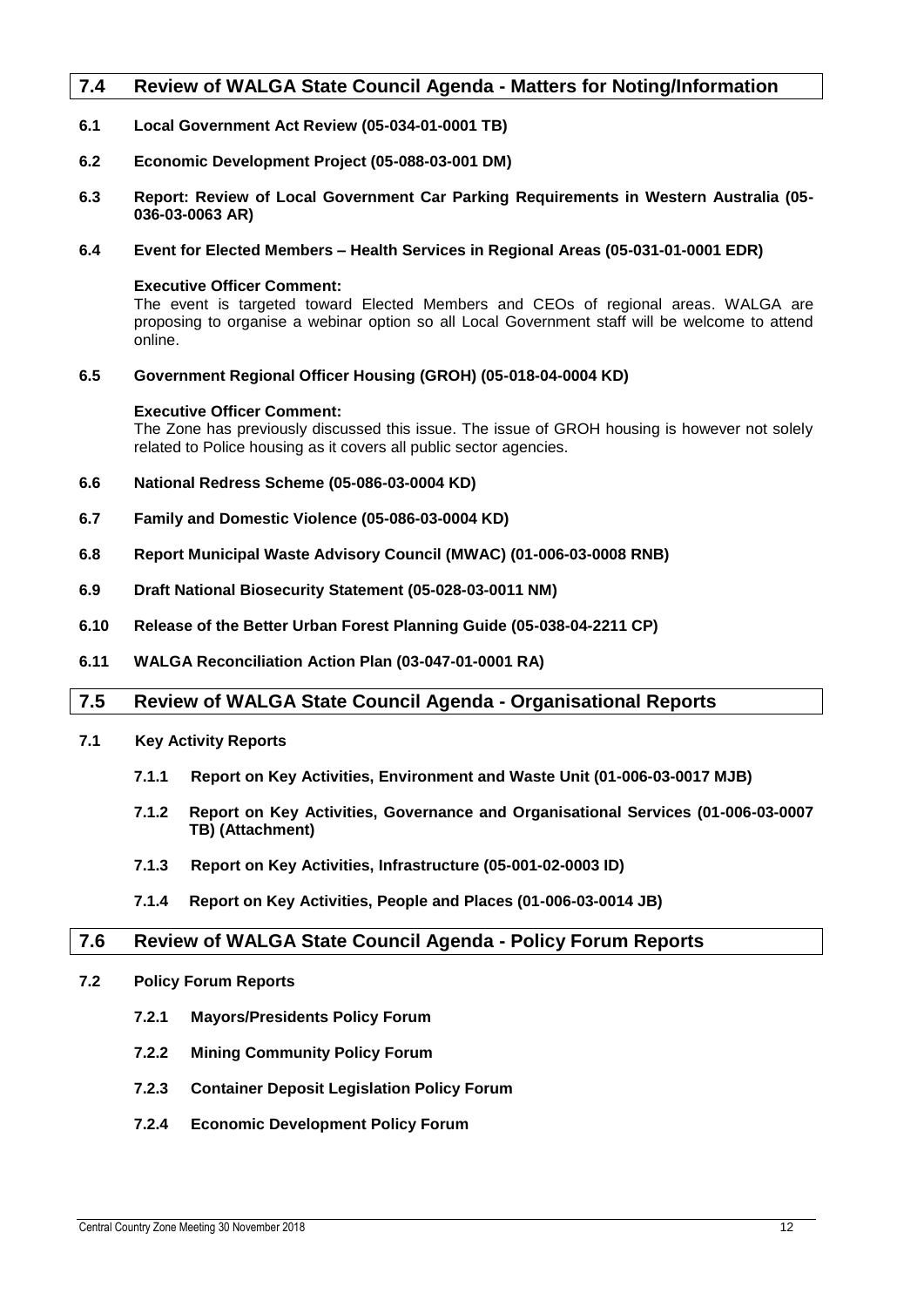## 7.4 Review of WALGA State Council Agenda - Matters for Noting/Information

**6.1 Local Government Act Review (05-034-01-0001 TB)**

**6.2 Economic Development Project (05-088-03-001 DM)**

**6.3 Report: Review of Local Government Car Parking Requirements in Western Australia (05-036-03-0063 AR)**

**6.4 Event for Elected Members – Health Services in Regional Areas (05-031-01-0001 EDR)**

**Executive Officer Comment:**
The event is targeted toward Elected Members and CEOs of regional areas. WALGA are proposing to organise a webinar option so all Local Government staff will be welcome to attend online.

**6.5 Government Regional Officer Housing (GROH) (05-018-04-0004 KD)**

**Executive Officer Comment:**
The Zone has previously discussed this issue. The issue of GROH housing is however not solely related to Police housing as it covers all public sector agencies.

**6.6 National Redress Scheme (05-086-03-0004 KD)**

**6.7 Family and Domestic Violence (05-086-03-0004 KD)**

**6.8 Report Municipal Waste Advisory Council (MWAC) (01-006-03-0008 RNB)**

**6.9 Draft National Biosecurity Statement (05-028-03-0011 NM)**

**6.10 Release of the Better Urban Forest Planning Guide (05-038-04-2211 CP)**

**6.11 WALGA Reconciliation Action Plan (03-047-01-0001 RA)**

## 7.5 Review of WALGA State Council Agenda - Organisational Reports

**7.1 Key Activity Reports**

**7.1.1 Report on Key Activities, Environment and Waste Unit (01-006-03-0017 MJB)**

**7.1.2 Report on Key Activities, Governance and Organisational Services (01-006-03-0007 TB) (Attachment)**

**7.1.3 Report on Key Activities, Infrastructure (05-001-02-0003 ID)**

**7.1.4 Report on Key Activities, People and Places (01-006-03-0014 JB)**

## 7.6 Review of WALGA State Council Agenda - Policy Forum Reports

**7.2 Policy Forum Reports**

**7.2.1 Mayors/Presidents Policy Forum**

**7.2.2 Mining Community Policy Forum**

**7.2.3 Container Deposit Legislation Policy Forum**

**7.2.4 Economic Development Policy Forum**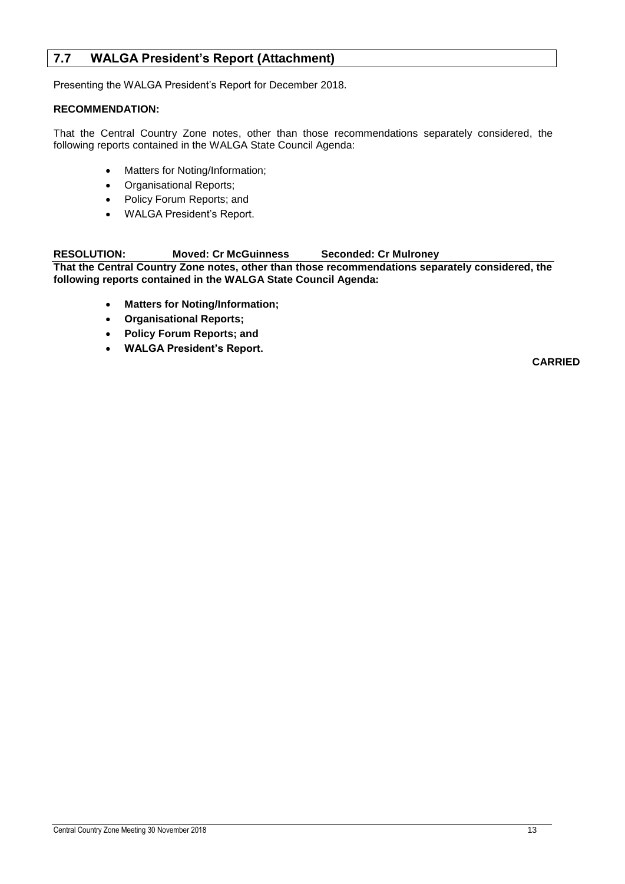## 7.7 WALGA President's Report (Attachment)

Presenting the WALGA President's Report for December 2018.

**RECOMMENDATION:**

That the Central Country Zone notes, other than those recommendations separately considered, the following reports contained in the WALGA State Council Agenda:

- Matters for Noting/Information;
- Organisational Reports;
- Policy Forum Reports; and
- WALGA President's Report.

**RESOLUTION: Moved: Cr McGuinness Seconded: Cr Mulroney**

**That the Central Country Zone notes, other than those recommendations separately considered, the following reports contained in the WALGA State Council Agenda:**

- **Matters for Noting/Information;**
- **Organisational Reports;**
- **Policy Forum Reports; and**
- **WALGA President's Report.**

**CARRIED**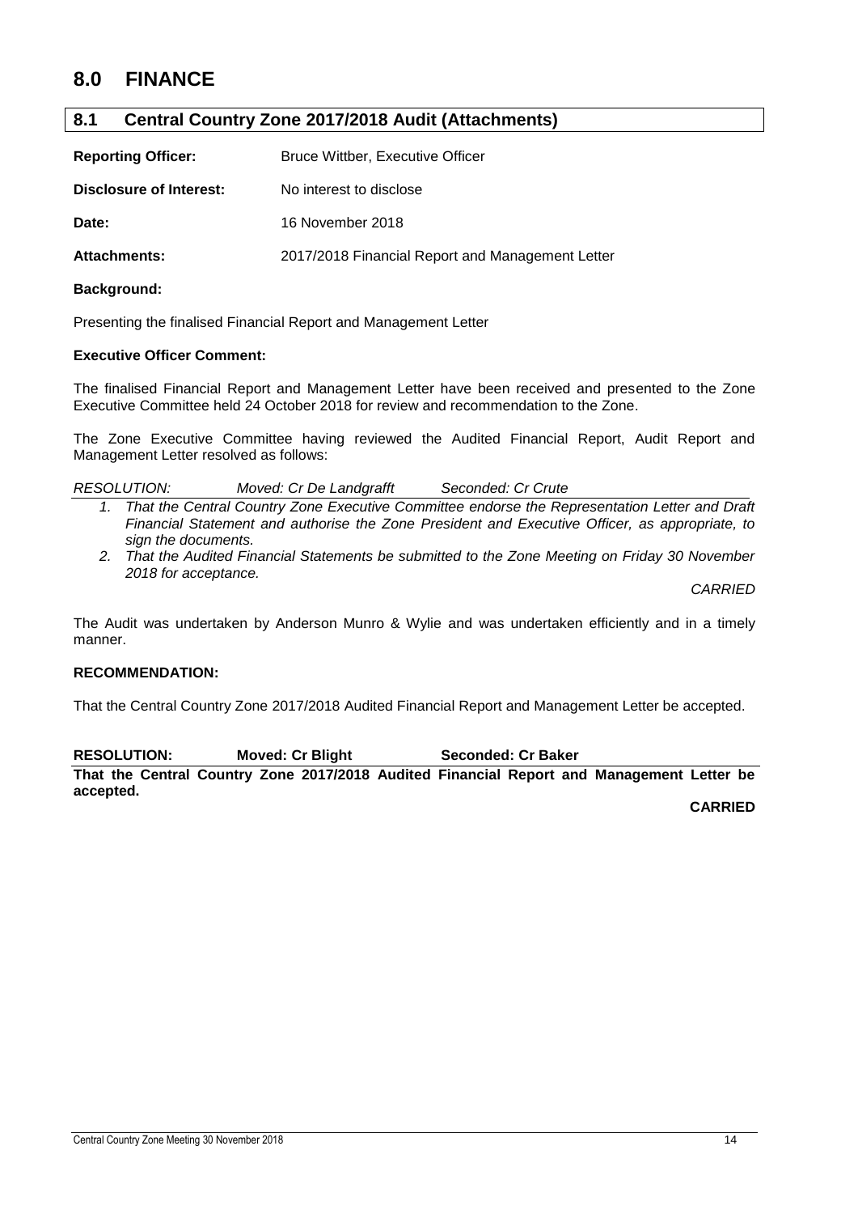# 8.0 FINANCE

## 8.1 Central Country Zone 2017/2018 Audit (Attachments)

**Reporting Officer:** Bruce Wittber, Executive Officer

**Disclosure of Interest:** No interest to disclose

**Date:** 16 November 2018

**Attachments:** 2017/2018 Financial Report and Management Letter

**Background:**

Presenting the finalised Financial Report and Management Letter

**Executive Officer Comment:**

The finalised Financial Report and Management Letter have been received and presented to the Zone Executive Committee held 24 October 2018 for review and recommendation to the Zone.

The Zone Executive Committee having reviewed the Audited Financial Report, Audit Report and Management Letter resolved as follows:

*RESOLUTION: Moved: Cr De Landgrafft Seconded: Cr Crute*

1. *That the Central Country Zone Executive Committee endorse the Representation Letter and Draft Financial Statement and authorise the Zone President and Executive Officer, as appropriate, to sign the documents.*
2. *That the Audited Financial Statements be submitted to the Zone Meeting on Friday 30 November 2018 for acceptance.*

*CARRIED*

The Audit was undertaken by Anderson Munro & Wylie and was undertaken efficiently and in a timely manner.

**RECOMMENDATION:**

That the Central Country Zone 2017/2018 Audited Financial Report and Management Letter be accepted.

**RESOLUTION: Moved: Cr Blight Seconded: Cr Baker**

**That the Central Country Zone 2017/2018 Audited Financial Report and Management Letter be accepted.**

**CARRIED**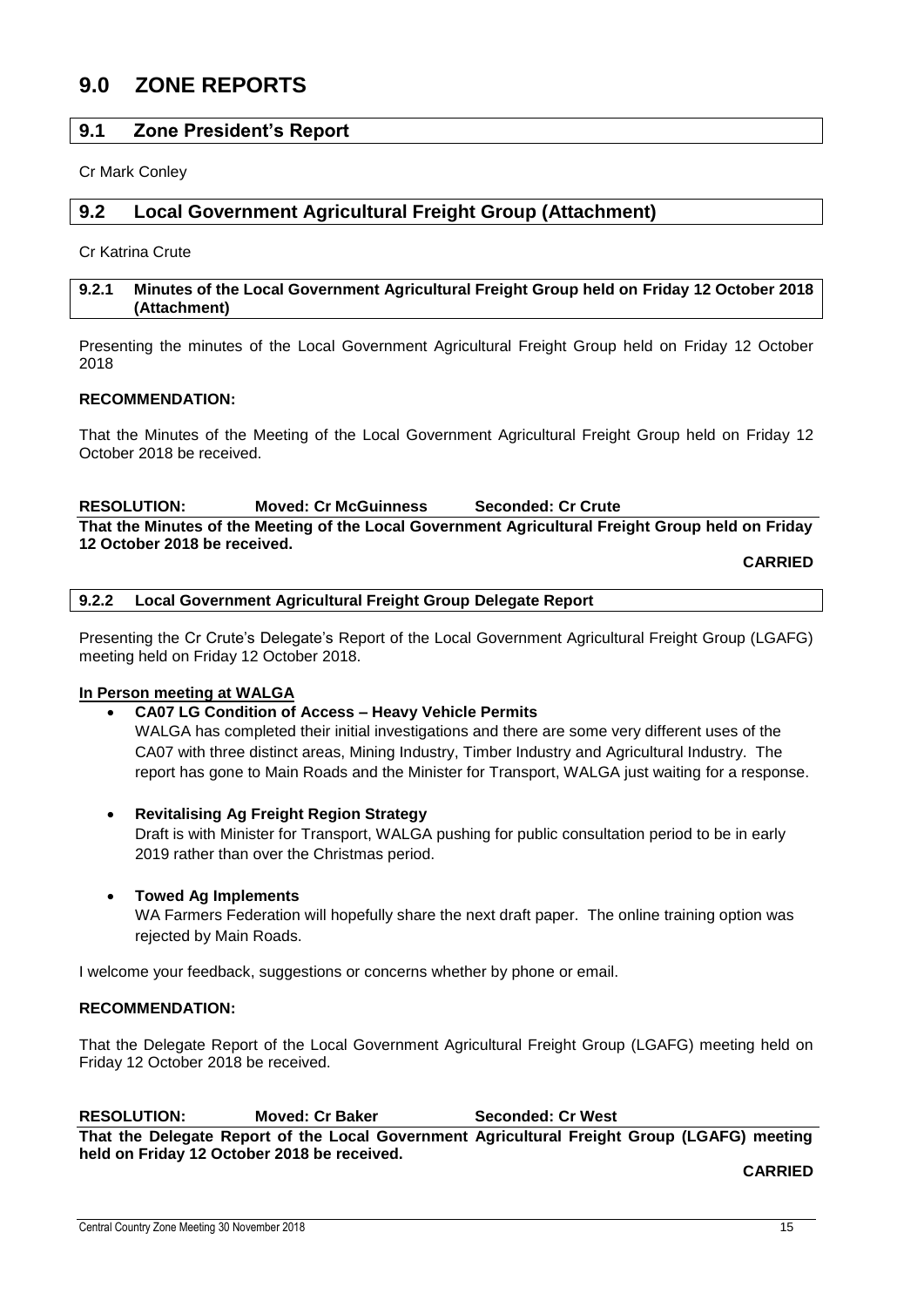# 9.0 ZONE REPORTS

## 9.1 Zone President's Report

Cr Mark Conley

## 9.2 Local Government Agricultural Freight Group (Attachment)

Cr Katrina Crute

### 9.2.1 Minutes of the Local Government Agricultural Freight Group held on Friday 12 October 2018 (Attachment)

Presenting the minutes of the Local Government Agricultural Freight Group held on Friday 12 October 2018

**RECOMMENDATION:**

That the Minutes of the Meeting of the Local Government Agricultural Freight Group held on Friday 12 October 2018 be received.

**RESOLUTION: Moved: Cr McGuinness Seconded: Cr Crute**

**That the Minutes of the Meeting of the Local Government Agricultural Freight Group held on Friday 12 October 2018 be received.**

**CARRIED**

### 9.2.2 Local Government Agricultural Freight Group Delegate Report

Presenting the Cr Crute's Delegate's Report of the Local Government Agricultural Freight Group (LGAFG) meeting held on Friday 12 October 2018.

**In Person meeting at WALGA**

- **CA07 LG Condition of Access – Heavy Vehicle Permits**
  WALGA has completed their initial investigations and there are some very different uses of the CA07 with three distinct areas, Mining Industry, Timber Industry and Agricultural Industry. The report has gone to Main Roads and the Minister for Transport, WALGA just waiting for a response.

- **Revitalising Ag Freight Region Strategy**
  Draft is with Minister for Transport, WALGA pushing for public consultation period to be in early 2019 rather than over the Christmas period.

- **Towed Ag Implements**
  WA Farmers Federation will hopefully share the next draft paper. The online training option was rejected by Main Roads.

I welcome your feedback, suggestions or concerns whether by phone or email.

**RECOMMENDATION:**

That the Delegate Report of the Local Government Agricultural Freight Group (LGAFG) meeting held on Friday 12 October 2018 be received.

**RESOLUTION: Moved: Cr Baker Seconded: Cr West**

**That the Delegate Report of the Local Government Agricultural Freight Group (LGAFG) meeting held on Friday 12 October 2018 be received.**

**CARRIED**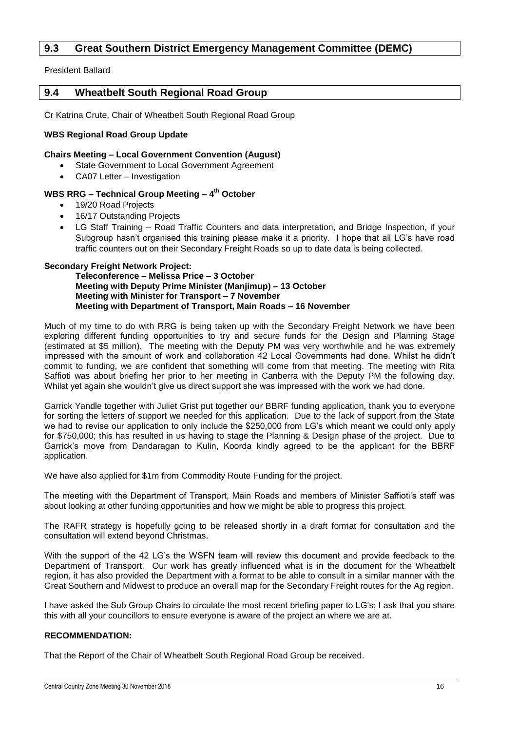## 9.3 Great Southern District Emergency Management Committee (DEMC)

President Ballard

## 9.4 Wheatbelt South Regional Road Group

Cr Katrina Crute, Chair of Wheatbelt South Regional Road Group

**WBS Regional Road Group Update**

**Chairs Meeting – Local Government Convention (August)**

- State Government to Local Government Agreement
- CA07 Letter – Investigation

**WBS RRG – Technical Group Meeting – 4th October**

- 19/20 Road Projects
- 16/17 Outstanding Projects
- LG Staff Training – Road Traffic Counters and data interpretation, and Bridge Inspection, if your Subgroup hasn't organised this training please make it a priority. I hope that all LG's have road traffic counters out on their Secondary Freight Roads so up to date data is being collected.

**Secondary Freight Network Project:**

**Teleconference – Melissa Price – 3 October**
**Meeting with Deputy Prime Minister (Manjimup) – 13 October**
**Meeting with Minister for Transport – 7 November**
**Meeting with Department of Transport, Main Roads – 16 November**

Much of my time to do with RRG is being taken up with the Secondary Freight Network we have been exploring different funding opportunities to try and secure funds for the Design and Planning Stage (estimated at $5 million). The meeting with the Deputy PM was very worthwhile and he was extremely impressed with the amount of work and collaboration 42 Local Governments had done. Whilst he didn't commit to funding, we are confident that something will come from that meeting. The meeting with Rita Saffioti was about briefing her prior to her meeting in Canberra with the Deputy PM the following day. Whilst yet again she wouldn't give us direct support she was impressed with the work we had done.

Garrick Yandle together with Juliet Grist put together our BBRF funding application, thank you to everyone for sorting the letters of support we needed for this application. Due to the lack of support from the State we had to revise our application to only include the $250,000 from LG's which meant we could only apply for $750,000; this has resulted in us having to stage the Planning & Design phase of the project. Due to Garrick's move from Dandaragan to Kulin, Koorda kindly agreed to be the applicant for the BBRF application.

We have also applied for $1m from Commodity Route Funding for the project.

The meeting with the Department of Transport, Main Roads and members of Minister Saffioti's staff was about looking at other funding opportunities and how we might be able to progress this project.

The RAFR strategy is hopefully going to be released shortly in a draft format for consultation and the consultation will extend beyond Christmas.

With the support of the 42 LG's the WSFN team will review this document and provide feedback to the Department of Transport. Our work has greatly influenced what is in the document for the Wheatbelt region, it has also provided the Department with a format to be able to consult in a similar manner with the Great Southern and Midwest to produce an overall map for the Secondary Freight routes for the Ag region.

I have asked the Sub Group Chairs to circulate the most recent briefing paper to LG's; I ask that you share this with all your councillors to ensure everyone is aware of the project an where we are at.

**RECOMMENDATION:**

That the Report of the Chair of Wheatbelt South Regional Road Group be received.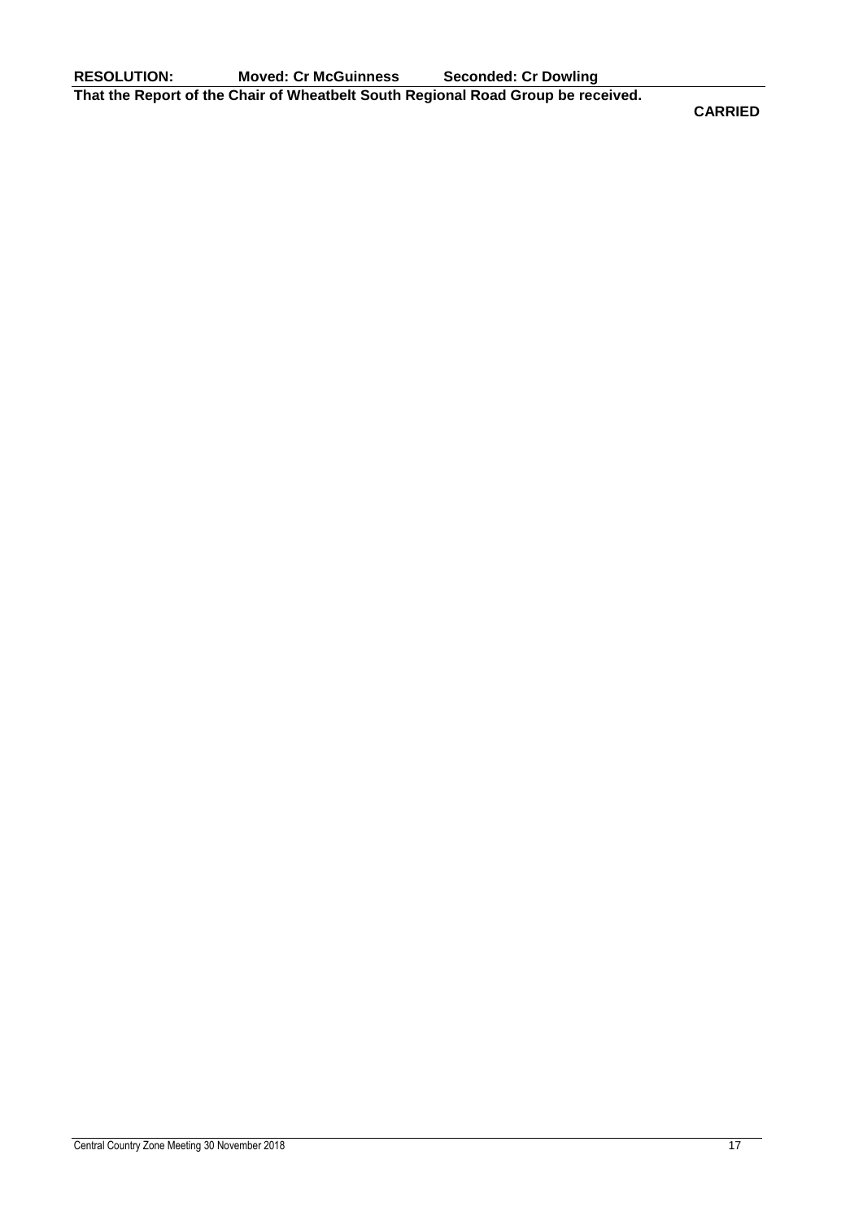**RESOLUTION: Moved: Cr McGuinness Seconded: Cr Dowling**

**That the Report of the Chair of Wheatbelt South Regional Road Group be received.**

**CARRIED**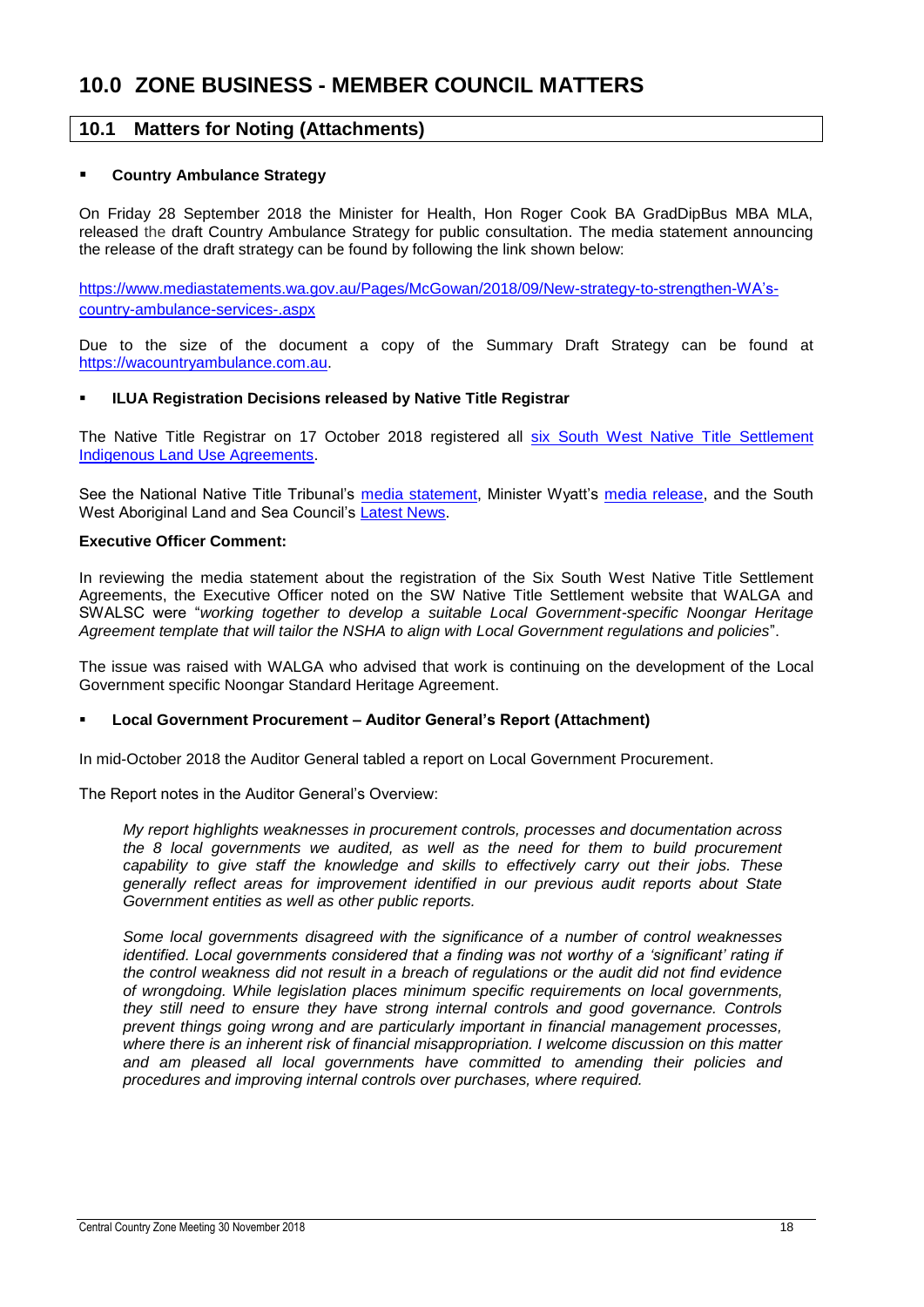# 10.0 ZONE BUSINESS - MEMBER COUNCIL MATTERS

## 10.1 Matters for Noting (Attachments)

- **Country Ambulance Strategy**

On Friday 28 September 2018 the Minister for Health, Hon Roger Cook BA GradDipBus MBA MLA, released the draft Country Ambulance Strategy for public consultation. The media statement announcing the release of the draft strategy can be found by following the link shown below:

https://www.mediastatements.wa.gov.au/Pages/McGowan/2018/09/New-strategy-to-strengthen-WA's-country-ambulance-services-.aspx

Due to the size of the document a copy of the Summary Draft Strategy can be found at https://wacountryambulance.com.au.

- **ILUA Registration Decisions released by Native Title Registrar**

The Native Title Registrar on 17 October 2018 registered all six South West Native Title Settlement Indigenous Land Use Agreements.

See the National Native Title Tribunal's media statement, Minister Wyatt's media release, and the South West Aboriginal Land and Sea Council's Latest News.

**Executive Officer Comment:**

In reviewing the media statement about the registration of the Six South West Native Title Settlement Agreements, the Executive Officer noted on the SW Native Title Settlement website that WALGA and SWALSC were "*working together to develop a suitable Local Government-specific Noongar Heritage Agreement template that will tailor the NSHA to align with Local Government regulations and policies*".

The issue was raised with WALGA who advised that work is continuing on the development of the Local Government specific Noongar Standard Heritage Agreement.

- **Local Government Procurement – Auditor General's Report (Attachment)**

In mid-October 2018 the Auditor General tabled a report on Local Government Procurement.

The Report notes in the Auditor General's Overview:

> *My report highlights weaknesses in procurement controls, processes and documentation across the 8 local governments we audited, as well as the need for them to build procurement capability to give staff the knowledge and skills to effectively carry out their jobs. These generally reflect areas for improvement identified in our previous audit reports about State Government entities as well as other public reports.*
>
> *Some local governments disagreed with the significance of a number of control weaknesses identified. Local governments considered that a finding was not worthy of a 'significant' rating if the control weakness did not result in a breach of regulations or the audit did not find evidence of wrongdoing. While legislation places minimum specific requirements on local governments, they still need to ensure they have strong internal controls and good governance. Controls prevent things going wrong and are particularly important in financial management processes, where there is an inherent risk of financial misappropriation. I welcome discussion on this matter and am pleased all local governments have committed to amending their policies and procedures and improving internal controls over purchases, where required.*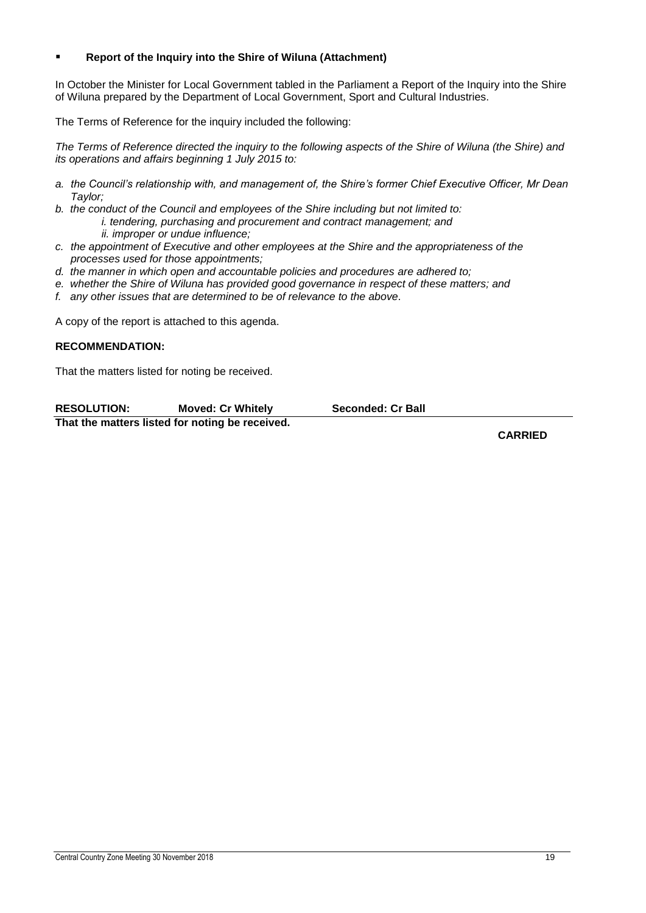- **Report of the Inquiry into the Shire of Wiluna (Attachment)**

In October the Minister for Local Government tabled in the Parliament a Report of the Inquiry into the Shire of Wiluna prepared by the Department of Local Government, Sport and Cultural Industries.

The Terms of Reference for the inquiry included the following:

*The Terms of Reference directed the inquiry to the following aspects of the Shire of Wiluna (the Shire) and its operations and affairs beginning 1 July 2015 to:*

*a. the Council's relationship with, and management of, the Shire's former Chief Executive Officer, Mr Dean Taylor;*
*b. the conduct of the Council and employees of the Shire including but not limited to:*
  *i. tendering, purchasing and procurement and contract management; and*
  *ii. improper or undue influence;*
*c. the appointment of Executive and other employees at the Shire and the appropriateness of the processes used for those appointments;*
*d. the manner in which open and accountable policies and procedures are adhered to;*
*e. whether the Shire of Wiluna has provided good governance in respect of these matters; and*
*f. any other issues that are determined to be of relevance to the above.*

A copy of the report is attached to this agenda.

**RECOMMENDATION:**

That the matters listed for noting be received.

**RESOLUTION: Moved: Cr Whitely Seconded: Cr Ball**

**That the matters listed for noting be received.**

**CARRIED**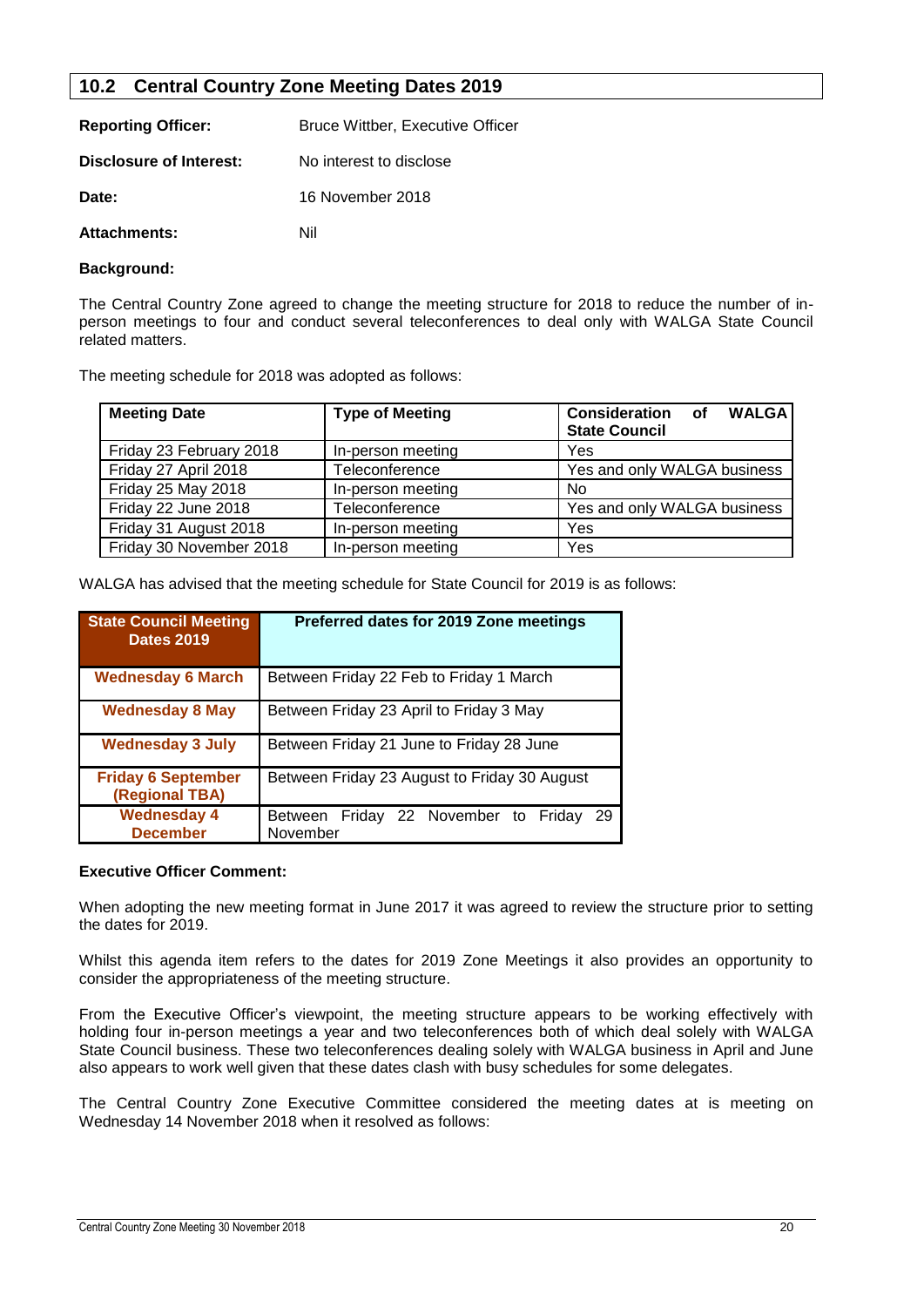## 10.2 Central Country Zone Meeting Dates 2019

**Reporting Officer:** Bruce Wittber, Executive Officer

**Disclosure of Interest:** No interest to disclose

**Date:** 16 November 2018

**Attachments:** Nil

**Background:**

The Central Country Zone agreed to change the meeting structure for 2018 to reduce the number of in-person meetings to four and conduct several teleconferences to deal only with WALGA State Council related matters.

The meeting schedule for 2018 was adopted as follows:

| Meeting Date | Type of Meeting | Consideration of WALGA State Council |
|---|---|---|
| Friday 23 February 2018 | In-person meeting | Yes |
| Friday 27 April 2018 | Teleconference | Yes and only WALGA business |
| Friday 25 May 2018 | In-person meeting | No |
| Friday 22 June 2018 | Teleconference | Yes and only WALGA business |
| Friday 31 August 2018 | In-person meeting | Yes |
| Friday 30 November 2018 | In-person meeting | Yes |

WALGA has advised that the meeting schedule for State Council for 2019 is as follows:

| State Council Meeting Dates 2019 | Preferred dates for 2019 Zone meetings |
|---|---|
| **Wednesday 6 March** | Between Friday 22 Feb to Friday 1 March |
| **Wednesday 8 May** | Between Friday 23 April to Friday 3 May |
| **Wednesday 3 July** | Between Friday 21 June to Friday 28 June |
| **Friday 6 September (Regional TBA)** | Between Friday 23 August to Friday 30 August |
| **Wednesday 4 December** | Between Friday 22 November to Friday 29 November |

**Executive Officer Comment:**

When adopting the new meeting format in June 2017 it was agreed to review the structure prior to setting the dates for 2019.

Whilst this agenda item refers to the dates for 2019 Zone Meetings it also provides an opportunity to consider the appropriateness of the meeting structure.

From the Executive Officer's viewpoint, the meeting structure appears to be working effectively with holding four in-person meetings a year and two teleconferences both of which deal solely with WALGA State Council business. These two teleconferences dealing solely with WALGA business in April and June also appears to work well given that these dates clash with busy schedules for some delegates.

The Central Country Zone Executive Committee considered the meeting dates at is meeting on Wednesday 14 November 2018 when it resolved as follows: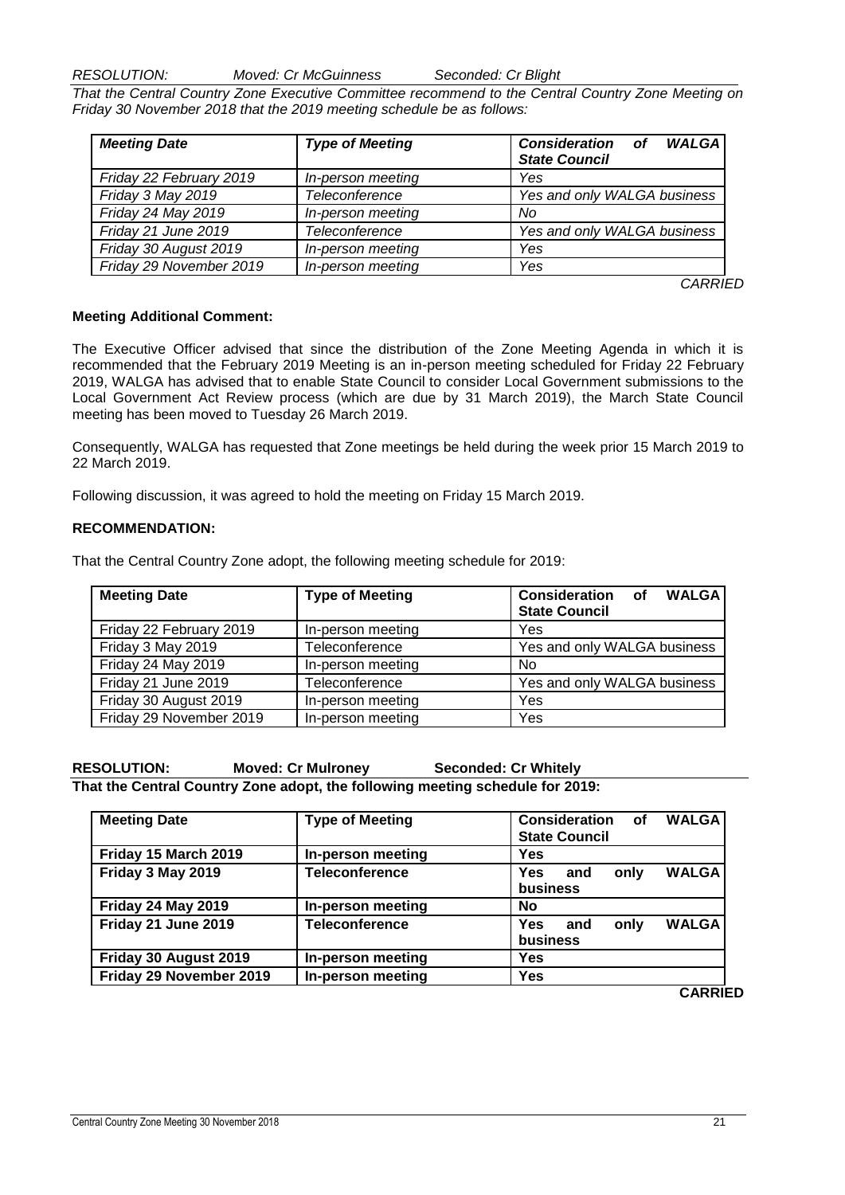*RESOLUTION: Moved: Cr McGuinness Seconded: Cr Blight*

*That the Central Country Zone Executive Committee recommend to the Central Country Zone Meeting on Friday 30 November 2018 that the 2019 meeting schedule be as follows:*

| *Meeting Date* | *Type of Meeting* | *Consideration of WALGA State Council* |
|---|---|---|
| *Friday 22 February 2019* | *In-person meeting* | *Yes* |
| *Friday 3 May 2019* | *Teleconference* | *Yes and only WALGA business* |
| *Friday 24 May 2019* | *In-person meeting* | *No* |
| *Friday 21 June 2019* | *Teleconference* | *Yes and only WALGA business* |
| *Friday 30 August 2019* | *In-person meeting* | *Yes* |
| *Friday 29 November 2019* | *In-person meeting* | *Yes* |

*CARRIED*

**Meeting Additional Comment:**

The Executive Officer advised that since the distribution of the Zone Meeting Agenda in which it is recommended that the February 2019 Meeting is an in-person meeting scheduled for Friday 22 February 2019, WALGA has advised that to enable State Council to consider Local Government submissions to the Local Government Act Review process (which are due by 31 March 2019), the March State Council meeting has been moved to Tuesday 26 March 2019.

Consequently, WALGA has requested that Zone meetings be held during the week prior 15 March 2019 to 22 March 2019.

Following discussion, it was agreed to hold the meeting on Friday 15 March 2019.

**RECOMMENDATION:**

That the Central Country Zone adopt, the following meeting schedule for 2019:

| Meeting Date | Type of Meeting | Consideration of WALGA State Council |
|---|---|---|
| Friday 22 February 2019 | In-person meeting | Yes |
| Friday 3 May 2019 | Teleconference | Yes and only WALGA business |
| Friday 24 May 2019 | In-person meeting | No |
| Friday 21 June 2019 | Teleconference | Yes and only WALGA business |
| Friday 30 August 2019 | In-person meeting | Yes |
| Friday 29 November 2019 | In-person meeting | Yes |

**RESOLUTION: Moved: Cr Mulroney Seconded: Cr Whitely**

**That the Central Country Zone adopt, the following meeting schedule for 2019:**

| **Meeting Date** | **Type of Meeting** | **Consideration of WALGA State Council** |
|---|---|---|
| **Friday 15 March 2019** | **In-person meeting** | **Yes** |
| **Friday 3 May 2019** | **Teleconference** | **Yes and only WALGA business** |
| **Friday 24 May 2019** | **In-person meeting** | **No** |
| **Friday 21 June 2019** | **Teleconference** | **Yes and only WALGA business** |
| **Friday 30 August 2019** | **In-person meeting** | **Yes** |
| **Friday 29 November 2019** | **In-person meeting** | **Yes** |

**CARRIED**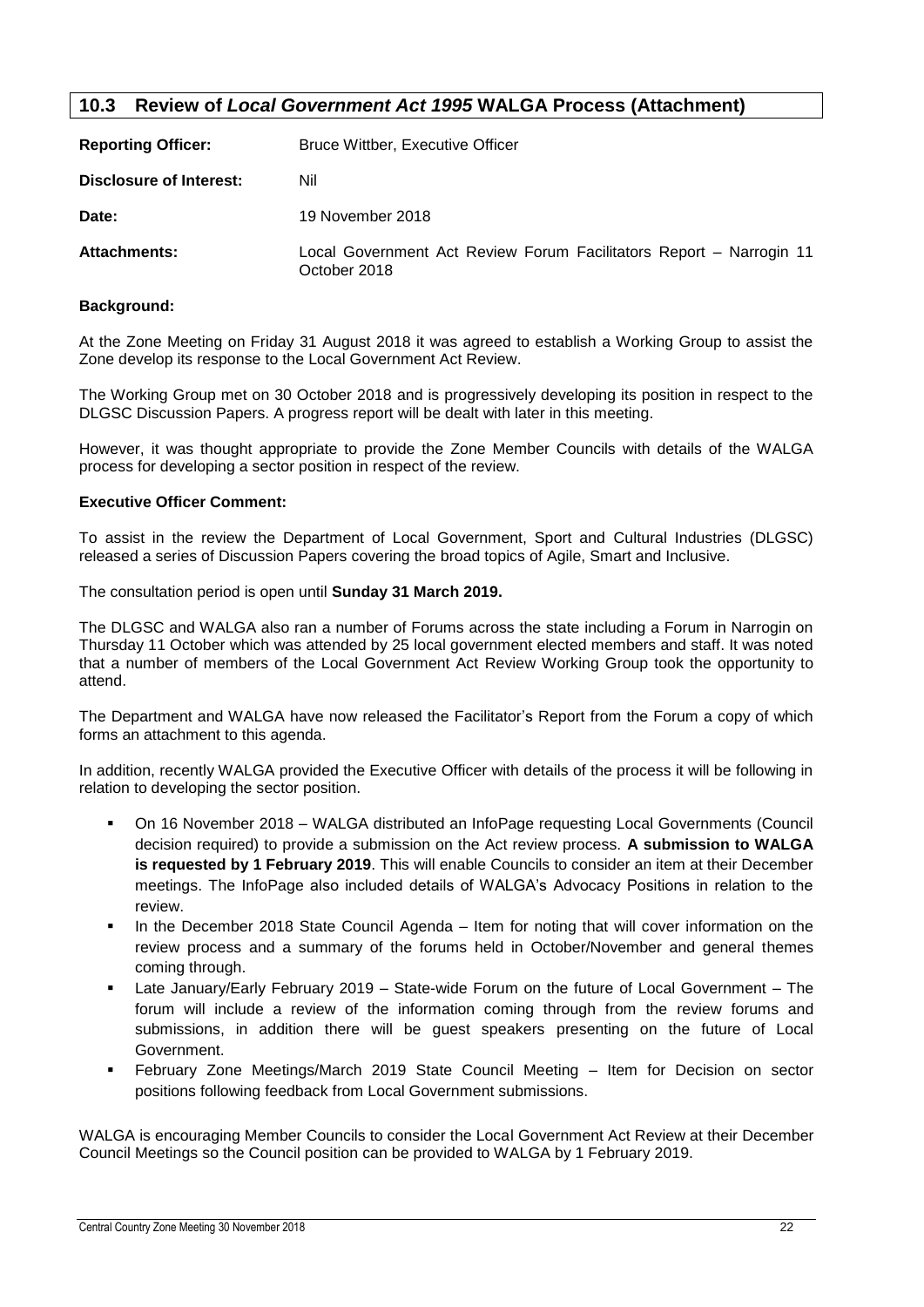## 10.3 Review of *Local Government Act 1995* WALGA Process (Attachment)

**Reporting Officer:** Bruce Wittber, Executive Officer

**Disclosure of Interest:** Nil

**Date:** 19 November 2018

**Attachments:** Local Government Act Review Forum Facilitators Report – Narrogin 11 October 2018

**Background:**

At the Zone Meeting on Friday 31 August 2018 it was agreed to establish a Working Group to assist the Zone develop its response to the Local Government Act Review.

The Working Group met on 30 October 2018 and is progressively developing its position in respect to the DLGSC Discussion Papers. A progress report will be dealt with later in this meeting.

However, it was thought appropriate to provide the Zone Member Councils with details of the WALGA process for developing a sector position in respect of the review.

**Executive Officer Comment:**

To assist in the review the Department of Local Government, Sport and Cultural Industries (DLGSC) released a series of Discussion Papers covering the broad topics of Agile, Smart and Inclusive.

The consultation period is open until **Sunday 31 March 2019.**

The DLGSC and WALGA also ran a number of Forums across the state including a Forum in Narrogin on Thursday 11 October which was attended by 25 local government elected members and staff. It was noted that a number of members of the Local Government Act Review Working Group took the opportunity to attend.

The Department and WALGA have now released the Facilitator's Report from the Forum a copy of which forms an attachment to this agenda.

In addition, recently WALGA provided the Executive Officer with details of the process it will be following in relation to developing the sector position.

- On 16 November 2018 – WALGA distributed an InfoPage requesting Local Governments (Council decision required) to provide a submission on the Act review process. **A submission to WALGA is requested by 1 February 2019**. This will enable Councils to consider an item at their December meetings. The InfoPage also included details of WALGA's Advocacy Positions in relation to the review.
- In the December 2018 State Council Agenda – Item for noting that will cover information on the review process and a summary of the forums held in October/November and general themes coming through.
- Late January/Early February 2019 – State-wide Forum on the future of Local Government – The forum will include a review of the information coming through from the review forums and submissions, in addition there will be guest speakers presenting on the future of Local Government.
- February Zone Meetings/March 2019 State Council Meeting – Item for Decision on sector positions following feedback from Local Government submissions.

WALGA is encouraging Member Councils to consider the Local Government Act Review at their December Council Meetings so the Council position can be provided to WALGA by 1 February 2019.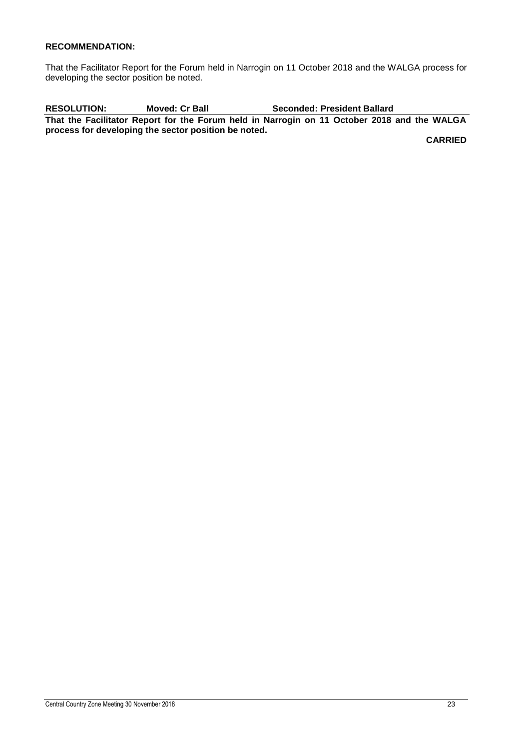**RECOMMENDATION:**

That the Facilitator Report for the Forum held in Narrogin on 11 October 2018 and the WALGA process for developing the sector position be noted.

**RESOLUTION: Moved: Cr Ball Seconded: President Ballard**

**That the Facilitator Report for the Forum held in Narrogin on 11 October 2018 and the WALGA process for developing the sector position be noted.**

**CARRIED**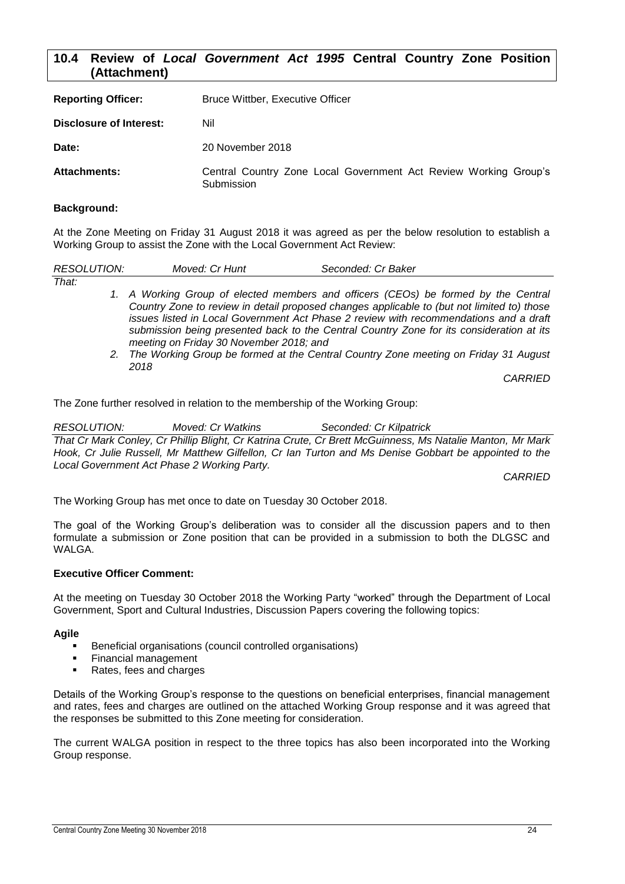## 10.4 Review of *Local Government Act 1995* Central Country Zone Position (Attachment)

| | |
|---|---|
| **Reporting Officer:** | Bruce Wittber, Executive Officer |
| **Disclosure of Interest:** | Nil |
| **Date:** | 20 November 2018 |
| **Attachments:** | Central Country Zone Local Government Act Review Working Group's Submission |

**Background:**

At the Zone Meeting on Friday 31 August 2018 it was agreed as per the below resolution to establish a Working Group to assist the Zone with the Local Government Act Review:

*RESOLUTION: Moved: Cr Hunt Seconded: Cr Baker*

*That:*

1. *A Working Group of elected members and officers (CEOs) be formed by the Central Country Zone to review in detail proposed changes applicable to (but not limited to) those issues listed in Local Government Act Phase 2 review with recommendations and a draft submission being presented back to the Central Country Zone for its consideration at its meeting on Friday 30 November 2018; and*
2. *The Working Group be formed at the Central Country Zone meeting on Friday 31 August 2018*

*CARRIED*

The Zone further resolved in relation to the membership of the Working Group:

*RESOLUTION: Moved: Cr Watkins Seconded: Cr Kilpatrick*

*That Cr Mark Conley, Cr Phillip Blight, Cr Katrina Crute, Cr Brett McGuinness, Ms Natalie Manton, Mr Mark Hook, Cr Julie Russell, Mr Matthew Gilfellon, Cr Ian Turton and Ms Denise Gobbart be appointed to the Local Government Act Phase 2 Working Party.*

*CARRIED*

The Working Group has met once to date on Tuesday 30 October 2018.

The goal of the Working Group's deliberation was to consider all the discussion papers and to then formulate a submission or Zone position that can be provided in a submission to both the DLGSC and WALGA.

**Executive Officer Comment:**

At the meeting on Tuesday 30 October 2018 the Working Party "worked" through the Department of Local Government, Sport and Cultural Industries, Discussion Papers covering the following topics:

**Agile**

- Beneficial organisations (council controlled organisations)
- Financial management
- Rates, fees and charges

Details of the Working Group's response to the questions on beneficial enterprises, financial management and rates, fees and charges are outlined on the attached Working Group response and it was agreed that the responses be submitted to this Zone meeting for consideration.

The current WALGA position in respect to the three topics has also been incorporated into the Working Group response.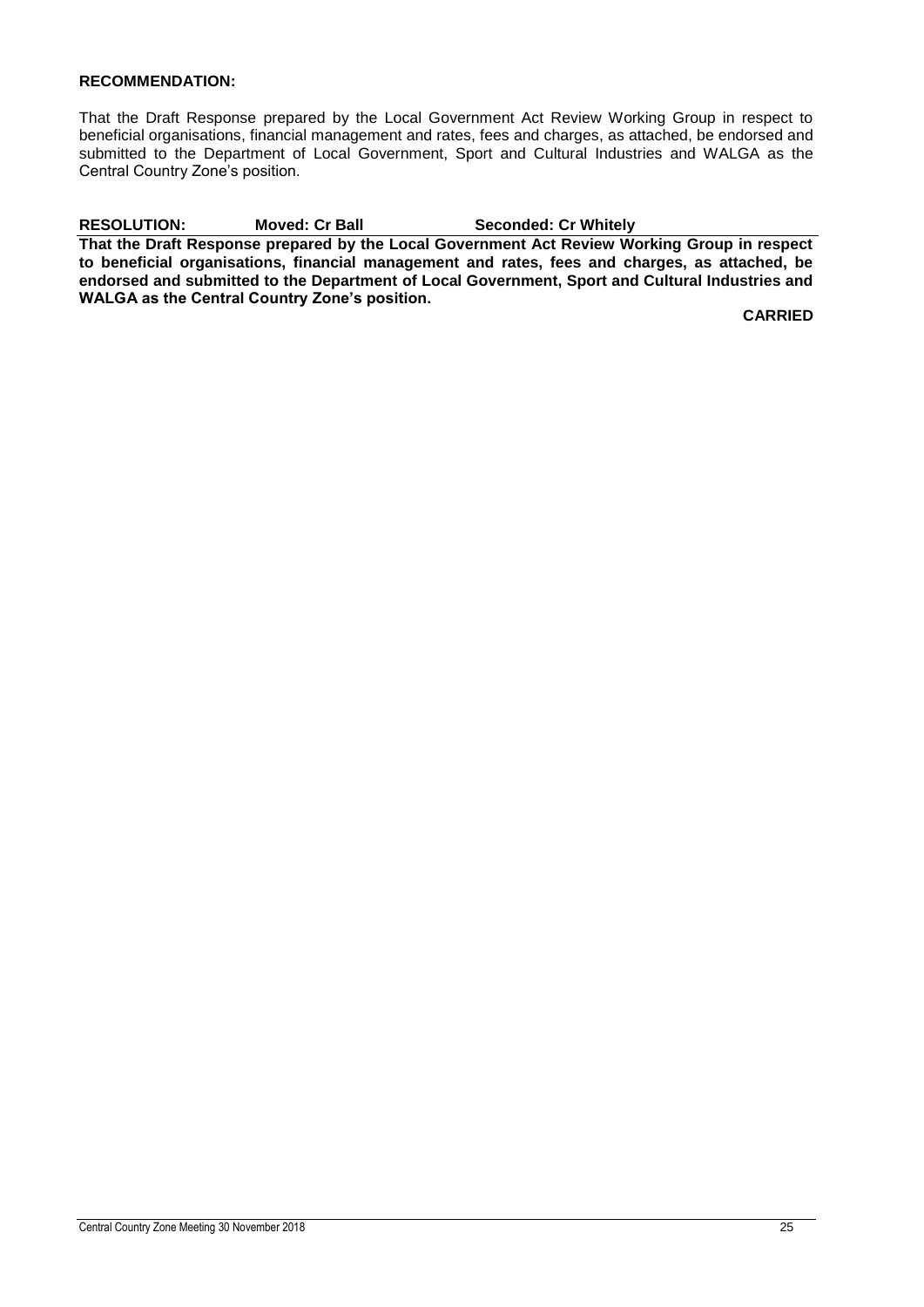**RECOMMENDATION:**

That the Draft Response prepared by the Local Government Act Review Working Group in respect to beneficial organisations, financial management and rates, fees and charges, as attached, be endorsed and submitted to the Department of Local Government, Sport and Cultural Industries and WALGA as the Central Country Zone's position.

**RESOLUTION: Moved: Cr Ball Seconded: Cr Whitely**

**That the Draft Response prepared by the Local Government Act Review Working Group in respect to beneficial organisations, financial management and rates, fees and charges, as attached, be endorsed and submitted to the Department of Local Government, Sport and Cultural Industries and WALGA as the Central Country Zone's position.**

**CARRIED**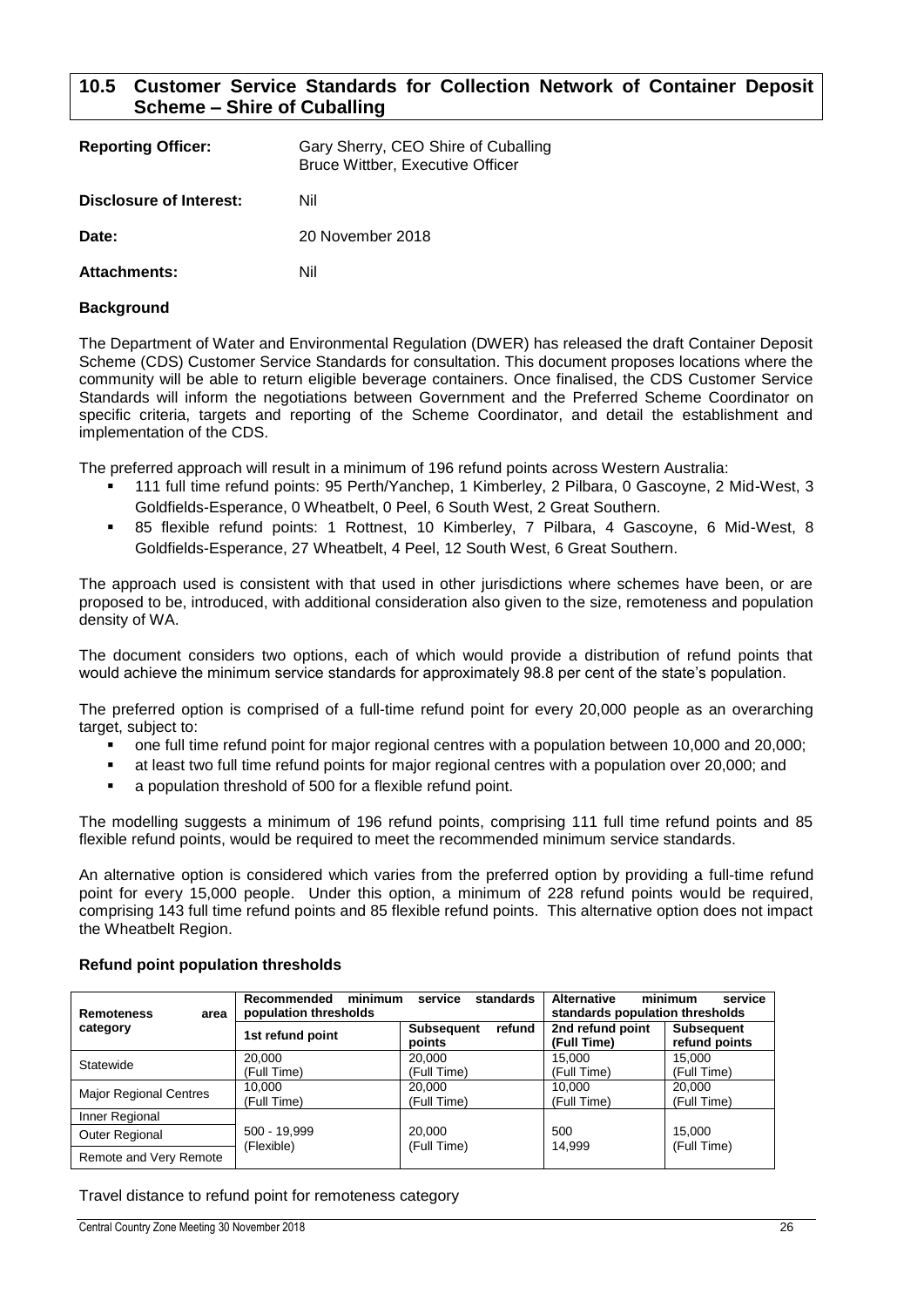## 10.5 Customer Service Standards for Collection Network of Container Deposit Scheme – Shire of Cuballing

**Reporting Officer:** Gary Sherry, CEO Shire of Cuballing
Bruce Wittber, Executive Officer

**Disclosure of Interest:** Nil

**Date:** 20 November 2018

**Attachments:** Nil

### Background

The Department of Water and Environmental Regulation (DWER) has released the draft Container Deposit Scheme (CDS) Customer Service Standards for consultation. This document proposes locations where the community will be able to return eligible beverage containers. Once finalised, the CDS Customer Service Standards will inform the negotiations between Government and the Preferred Scheme Coordinator on specific criteria, targets and reporting of the Scheme Coordinator, and detail the establishment and implementation of the CDS.

The preferred approach will result in a minimum of 196 refund points across Western Australia:

- 111 full time refund points: 95 Perth/Yanchep, 1 Kimberley, 2 Pilbara, 0 Gascoyne, 2 Mid-West, 3 Goldfields-Esperance, 0 Wheatbelt, 0 Peel, 6 South West, 2 Great Southern.
- 85 flexible refund points: 1 Rottnest, 10 Kimberley, 7 Pilbara, 4 Gascoyne, 6 Mid-West, 8 Goldfields-Esperance, 27 Wheatbelt, 4 Peel, 12 South West, 6 Great Southern.

The approach used is consistent with that used in other jurisdictions where schemes have been, or are proposed to be, introduced, with additional consideration also given to the size, remoteness and population density of WA.

The document considers two options, each of which would provide a distribution of refund points that would achieve the minimum service standards for approximately 98.8 per cent of the state's population.

The preferred option is comprised of a full-time refund point for every 20,000 people as an overarching target, subject to:

- one full time refund point for major regional centres with a population between 10,000 and 20,000;
- at least two full time refund points for major regional centres with a population over 20,000; and
- a population threshold of 500 for a flexible refund point.

The modelling suggests a minimum of 196 refund points, comprising 111 full time refund points and 85 flexible refund points, would be required to meet the recommended minimum service standards.

An alternative option is considered which varies from the preferred option by providing a full-time refund point for every 15,000 people. Under this option, a minimum of 228 refund points would be required, comprising 143 full time refund points and 85 flexible refund points. This alternative option does not impact the Wheatbelt Region.

### Refund point population thresholds

| Remoteness area category | Recommended minimum service standards population thresholds | | Alternative minimum service standards population thresholds | |
|---|---|---|---|---|
| | 1st refund point | Subsequent refund points | 2nd refund point (Full Time) | Subsequent refund points |
| Statewide | 20,000 (Full Time) | 20,000 (Full Time) | 15,000 (Full Time) | 15,000 (Full Time) |
| Major Regional Centres | 10,000 (Full Time) | 20,000 (Full Time) | 10,000 (Full Time) | 20,000 (Full Time) |
| Inner Regional | 500 - 19,999 (Flexible) | 20,000 (Full Time) | 500 14,999 | 15,000 (Full Time) |
| Outer Regional | | | | |
| Remote and Very Remote | | | | |

Travel distance to refund point for remoteness category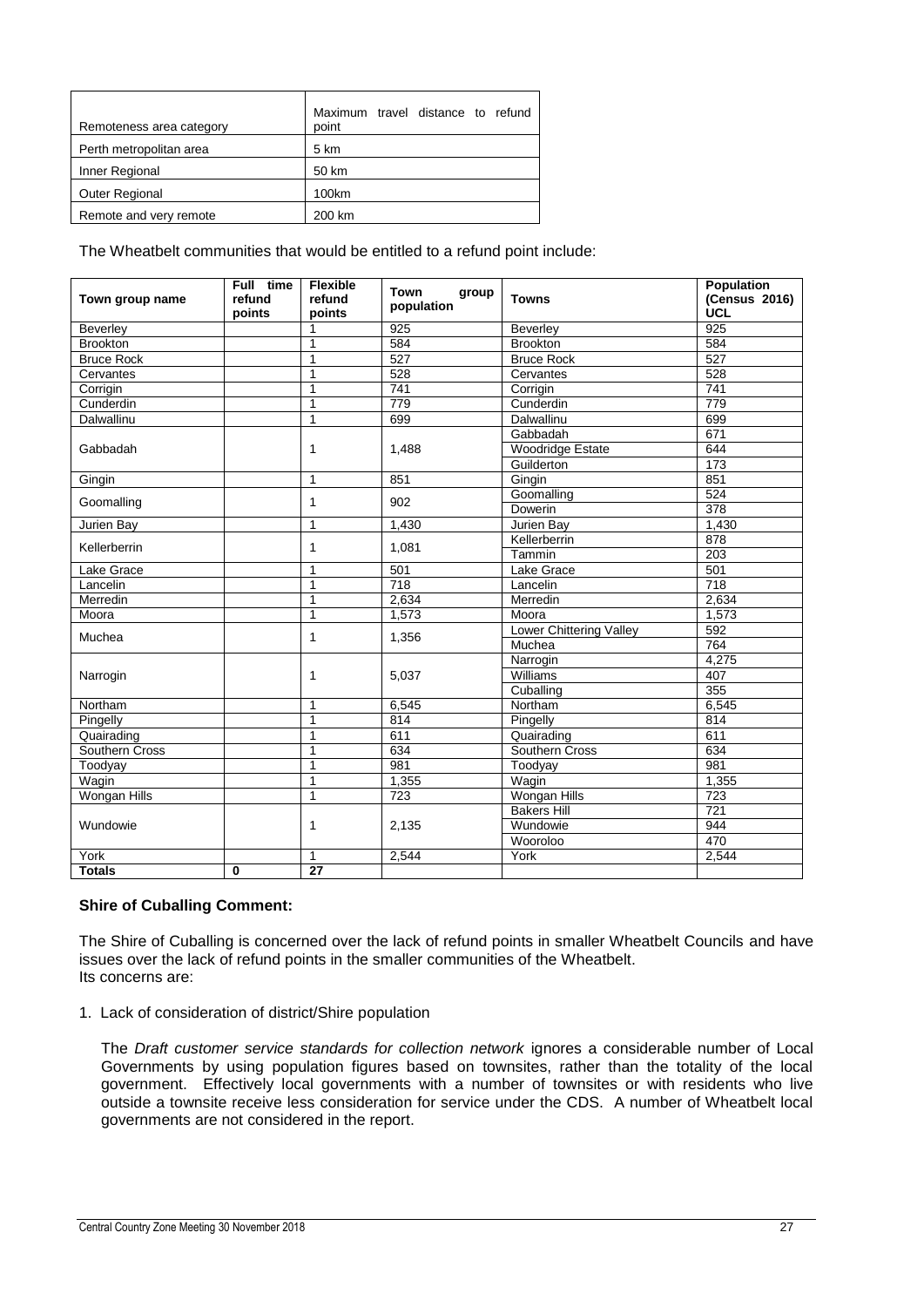| Remoteness area category | Maximum travel distance to refund point |
|---|---|
| Perth metropolitan area | 5 km |
| Inner Regional | 50 km |
| Outer Regional | 100km |
| Remote and very remote | 200 km |

The Wheatbelt communities that would be entitled to a refund point include:

| Town group name | Full time refund points | Flexible refund points | Town group population | Towns | Population (Census 2016) UCL |
|---|---|---|---|---|---|
| Beverley | | 1 | 925 | Beverley | 925 |
| Brookton | | 1 | 584 | Brookton | 584 |
| Bruce Rock | | 1 | 527 | Bruce Rock | 527 |
| Cervantes | | 1 | 528 | Cervantes | 528 |
| Corrigin | | 1 | 741 | Corrigin | 741 |
| Cunderdin | | 1 | 779 | Cunderdin | 779 |
| Dalwallinu | | 1 | 699 | Dalwallinu | 699 |
| Gabbadah | | 1 | 1,488 | Gabbadah | 671 |
| | | | | Woodridge Estate | 644 |
| | | | | Guilderton | 173 |
| Gingin | | 1 | 851 | Gingin | 851 |
| Goomalling | | 1 | 902 | Goomalling | 524 |
| | | | | Dowerin | 378 |
| Jurien Bay | | 1 | 1,430 | Jurien Bay | 1,430 |
| Kellerberrin | | 1 | 1,081 | Kellerberrin | 878 |
| | | | | Tammin | 203 |
| Lake Grace | | 1 | 501 | Lake Grace | 501 |
| Lancelin | | 1 | 718 | Lancelin | 718 |
| Merredin | | 1 | 2,634 | Merredin | 2,634 |
| Moora | | 1 | 1,573 | Moora | 1,573 |
| Muchea | | 1 | 1,356 | Lower Chittering Valley | 592 |
| | | | | Muchea | 764 |
| Narrogin | | 1 | 5,037 | Narrogin | 4,275 |
| | | | | Williams | 407 |
| | | | | Cuballing | 355 |
| Northam | | 1 | 6,545 | Northam | 6,545 |
| Pingelly | | 1 | 814 | Pingelly | 814 |
| Quairading | | 1 | 611 | Quairading | 611 |
| Southern Cross | | 1 | 634 | Southern Cross | 634 |
| Toodyay | | 1 | 981 | Toodyay | 981 |
| Wagin | | 1 | 1,355 | Wagin | 1,355 |
| Wongan Hills | | 1 | 723 | Wongan Hills | 723 |
| Wundowie | | 1 | 2,135 | Bakers Hill | 721 |
| | | | | Wundowie | 944 |
| | | | | Wooroloo | 470 |
| York | | 1 | 2,544 | York | 2,544 |
| **Totals** | **0** | **27** | | | |

**Shire of Cuballing Comment:**

The Shire of Cuballing is concerned over the lack of refund points in smaller Wheatbelt Councils and have issues over the lack of refund points in the smaller communities of the Wheatbelt.
Its concerns are:

1. Lack of consideration of district/Shire population

   The *Draft customer service standards for collection network* ignores a considerable number of Local Governments by using population figures based on townsites, rather than the totality of the local government. Effectively local governments with a number of townsites or with residents who live outside a townsite receive less consideration for service under the CDS. A number of Wheatbelt local governments are not considered in the report.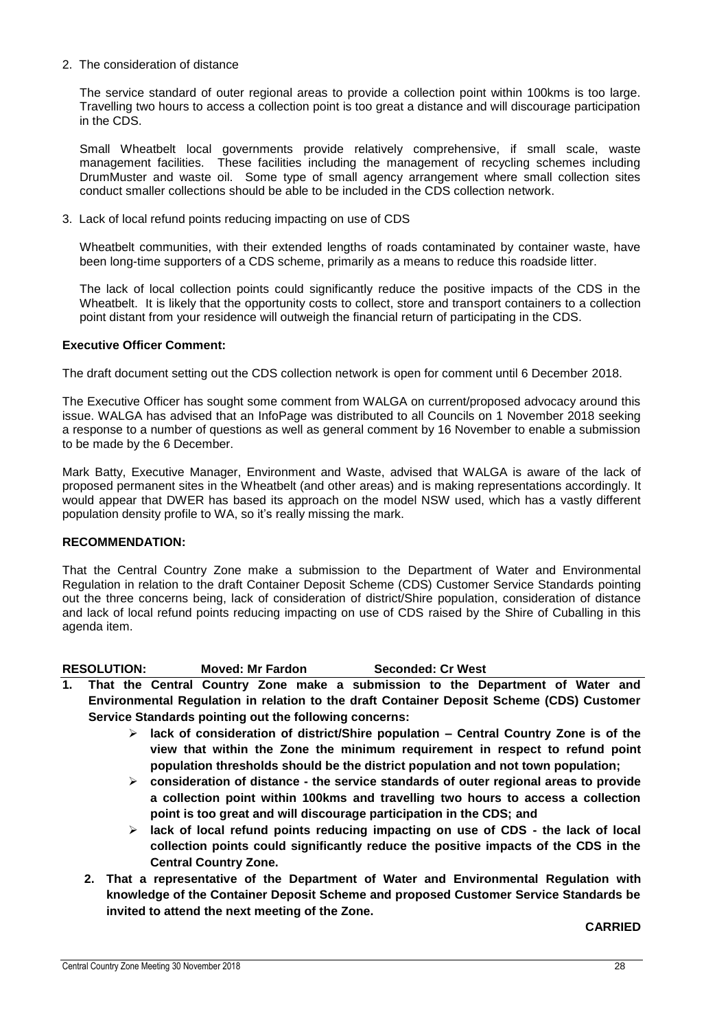2. The consideration of distance

   The service standard of outer regional areas to provide a collection point within 100kms is too large. Travelling two hours to access a collection point is too great a distance and will discourage participation in the CDS.

   Small Wheatbelt local governments provide relatively comprehensive, if small scale, waste management facilities. These facilities including the management of recycling schemes including DrumMuster and waste oil. Some type of small agency arrangement where small collection sites conduct smaller collections should be able to be included in the CDS collection network.

3. Lack of local refund points reducing impacting on use of CDS

   Wheatbelt communities, with their extended lengths of roads contaminated by container waste, have been long-time supporters of a CDS scheme, primarily as a means to reduce this roadside litter.

   The lack of local collection points could significantly reduce the positive impacts of the CDS in the Wheatbelt. It is likely that the opportunity costs to collect, store and transport containers to a collection point distant from your residence will outweigh the financial return of participating in the CDS.

**Executive Officer Comment:**

The draft document setting out the CDS collection network is open for comment until 6 December 2018.

The Executive Officer has sought some comment from WALGA on current/proposed advocacy around this issue. WALGA has advised that an InfoPage was distributed to all Councils on 1 November 2018 seeking a response to a number of questions as well as general comment by 16 November to enable a submission to be made by the 6 December.

Mark Batty, Executive Manager, Environment and Waste, advised that WALGA is aware of the lack of proposed permanent sites in the Wheatbelt (and other areas) and is making representations accordingly. It would appear that DWER has based its approach on the model NSW used, which has a vastly different population density profile to WA, so it's really missing the mark.

**RECOMMENDATION:**

That the Central Country Zone make a submission to the Department of Water and Environmental Regulation in relation to the draft Container Deposit Scheme (CDS) Customer Service Standards pointing out the three concerns being, lack of consideration of district/Shire population, consideration of distance and lack of local refund points reducing impacting on use of CDS raised by the Shire of Cuballing in this agenda item.

**RESOLUTION: Moved: Mr Fardon Seconded: Cr West**

1. **That the Central Country Zone make a submission to the Department of Water and Environmental Regulation in relation to the draft Container Deposit Scheme (CDS) Customer Service Standards pointing out the following concerns:**
   - **lack of consideration of district/Shire population – Central Country Zone is of the view that within the Zone the minimum requirement in respect to refund point population thresholds should be the district population and not town population;**
   - **consideration of distance - the service standards of outer regional areas to provide a collection point within 100kms and travelling two hours to access a collection point is too great and will discourage participation in the CDS; and**
   - **lack of local refund points reducing impacting on use of CDS - the lack of local collection points could significantly reduce the positive impacts of the CDS in the Central Country Zone.**
2. **That a representative of the Department of Water and Environmental Regulation with knowledge of the Container Deposit Scheme and proposed Customer Service Standards be invited to attend the next meeting of the Zone.**

**CARRIED**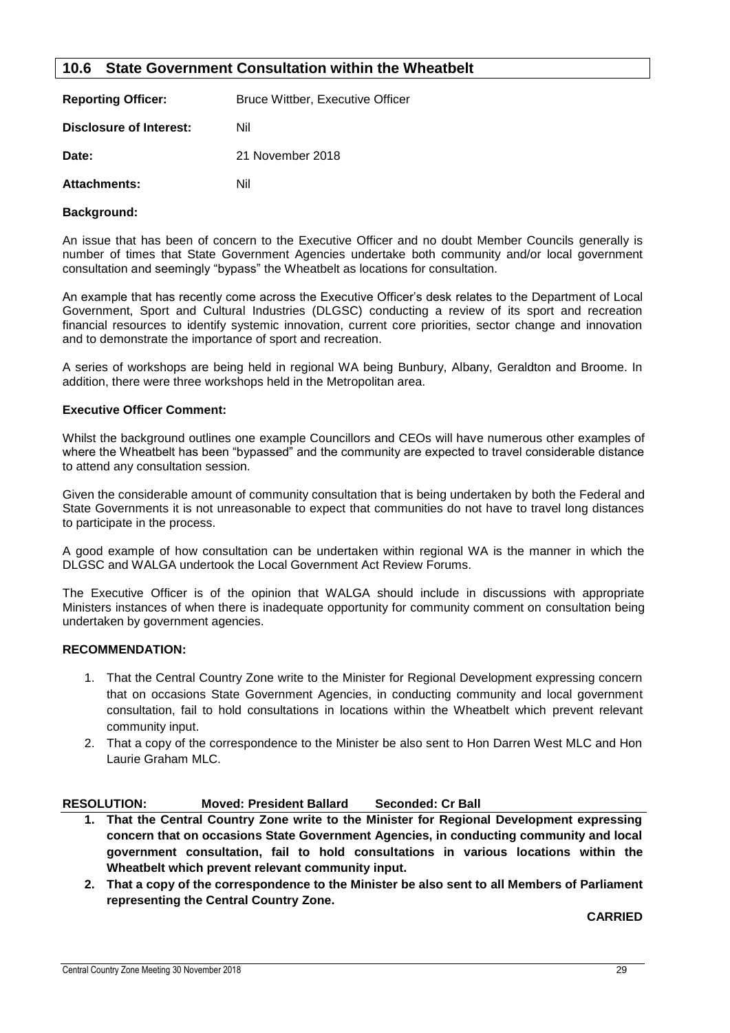## 10.6 State Government Consultation within the Wheatbelt

**Reporting Officer:** Bruce Wittber, Executive Officer

**Disclosure of Interest:** Nil

**Date:** 21 November 2018

**Attachments:** Nil

### Background:

An issue that has been of concern to the Executive Officer and no doubt Member Councils generally is number of times that State Government Agencies undertake both community and/or local government consultation and seemingly "bypass" the Wheatbelt as locations for consultation.

An example that has recently come across the Executive Officer's desk relates to the Department of Local Government, Sport and Cultural Industries (DLGSC) conducting a review of its sport and recreation financial resources to identify systemic innovation, current core priorities, sector change and innovation and to demonstrate the importance of sport and recreation.

A series of workshops are being held in regional WA being Bunbury, Albany, Geraldton and Broome. In addition, there were three workshops held in the Metropolitan area.

### Executive Officer Comment:

Whilst the background outlines one example Councillors and CEOs will have numerous other examples of where the Wheatbelt has been "bypassed" and the community are expected to travel considerable distance to attend any consultation session.

Given the considerable amount of community consultation that is being undertaken by both the Federal and State Governments it is not unreasonable to expect that communities do not have to travel long distances to participate in the process.

A good example of how consultation can be undertaken within regional WA is the manner in which the DLGSC and WALGA undertook the Local Government Act Review Forums.

The Executive Officer is of the opinion that WALGA should include in discussions with appropriate Ministers instances of when there is inadequate opportunity for community comment on consultation being undertaken by government agencies.

### RECOMMENDATION:

1. That the Central Country Zone write to the Minister for Regional Development expressing concern that on occasions State Government Agencies, in conducting community and local government consultation, fail to hold consultations in locations within the Wheatbelt which prevent relevant community input.
2. That a copy of the correspondence to the Minister be also sent to Hon Darren West MLC and Hon Laurie Graham MLC.

**RESOLUTION: Moved: President Ballard Seconded: Cr Ball**

1. **That the Central Country Zone write to the Minister for Regional Development expressing concern that on occasions State Government Agencies, in conducting community and local government consultation, fail to hold consultations in various locations within the Wheatbelt which prevent relevant community input.**
2. **That a copy of the correspondence to the Minister be also sent to all Members of Parliament representing the Central Country Zone.**

**CARRIED**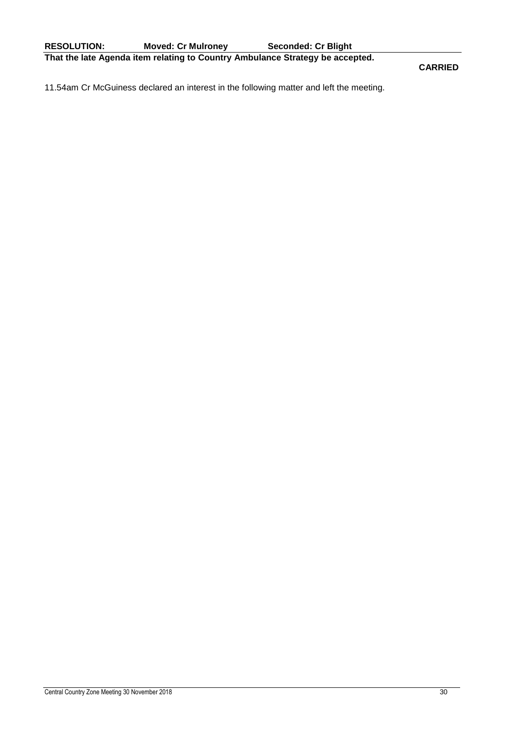**RESOLUTION:** **Moved: Cr Mulroney** **Seconded: Cr Blight**

**That the late Agenda item relating to Country Ambulance Strategy be accepted.**

**CARRIED**

11.54am Cr McGuiness declared an interest in the following matter and left the meeting.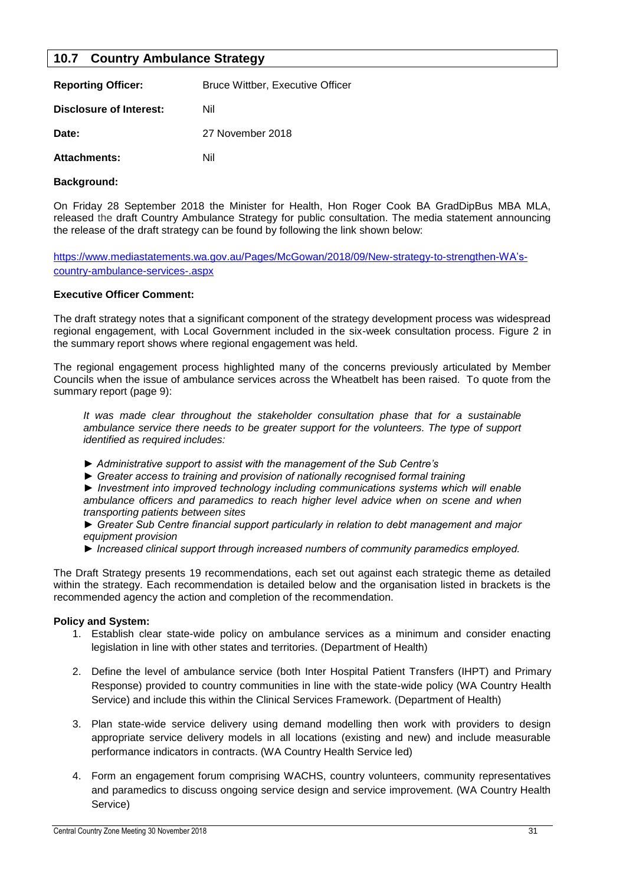## 10.7 Country Ambulance Strategy

**Reporting Officer:** Bruce Wittber, Executive Officer

**Disclosure of Interest:** Nil

**Date:** 27 November 2018

**Attachments:** Nil

**Background:**

On Friday 28 September 2018 the Minister for Health, Hon Roger Cook BA GradDipBus MBA MLA, released the draft Country Ambulance Strategy for public consultation. The media statement announcing the release of the draft strategy can be found by following the link shown below:

https://www.mediastatements.wa.gov.au/Pages/McGowan/2018/09/New-strategy-to-strengthen-WA's-country-ambulance-services-.aspx

**Executive Officer Comment:**

The draft strategy notes that a significant component of the strategy development process was widespread regional engagement, with Local Government included in the six-week consultation process. Figure 2 in the summary report shows where regional engagement was held.

The regional engagement process highlighted many of the concerns previously articulated by Member Councils when the issue of ambulance services across the Wheatbelt has been raised. To quote from the summary report (page 9):

*It was made clear throughout the stakeholder consultation phase that for a sustainable ambulance service there needs to be greater support for the volunteers. The type of support identified as required includes:*

- *Administrative support to assist with the management of the Sub Centre's*
- *Greater access to training and provision of nationally recognised formal training*
- *Investment into improved technology including communications systems which will enable ambulance officers and paramedics to reach higher level advice when on scene and when transporting patients between sites*
- *Greater Sub Centre financial support particularly in relation to debt management and major equipment provision*
- *Increased clinical support through increased numbers of community paramedics employed.*

The Draft Strategy presents 19 recommendations, each set out against each strategic theme as detailed within the strategy. Each recommendation is detailed below and the organisation listed in brackets is the recommended agency the action and completion of the recommendation.

**Policy and System:**

1. Establish clear state-wide policy on ambulance services as a minimum and consider enacting legislation in line with other states and territories. (Department of Health)

2. Define the level of ambulance service (both Inter Hospital Patient Transfers (IHPT) and Primary Response) provided to country communities in line with the state-wide policy (WA Country Health Service) and include this within the Clinical Services Framework. (Department of Health)

3. Plan state-wide service delivery using demand modelling then work with providers to design appropriate service delivery models in all locations (existing and new) and include measurable performance indicators in contracts. (WA Country Health Service led)

4. Form an engagement forum comprising WACHS, country volunteers, community representatives and paramedics to discuss ongoing service design and service improvement. (WA Country Health Service)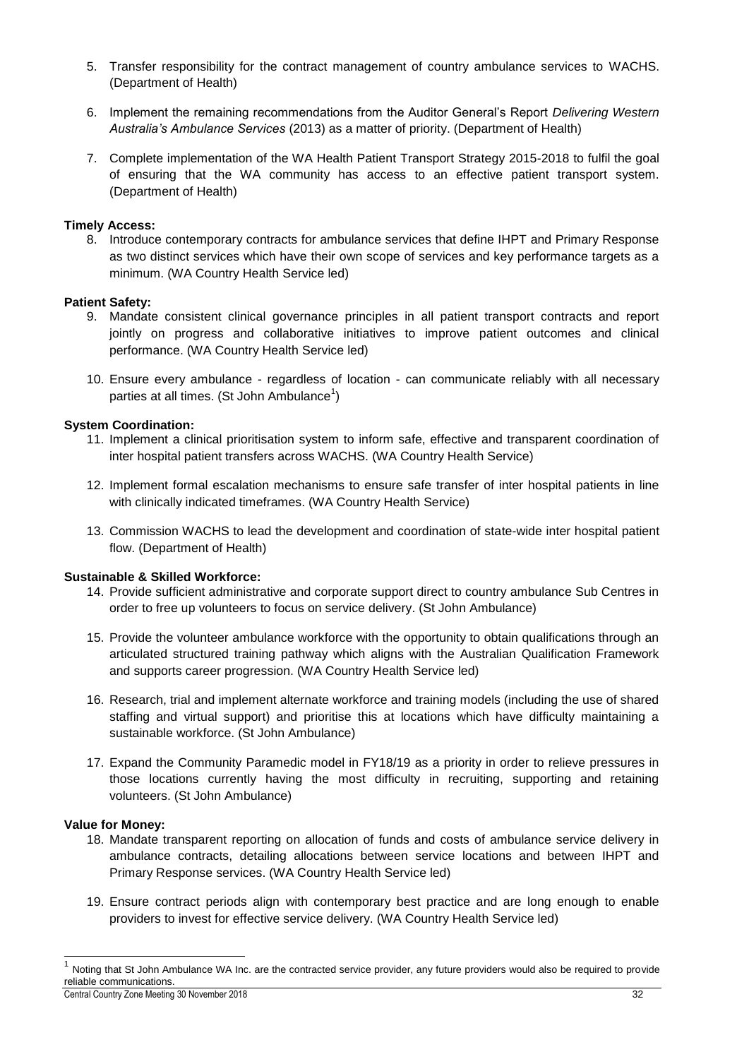5. Transfer responsibility for the contract management of country ambulance services to WACHS. (Department of Health)

6. Implement the remaining recommendations from the Auditor General's Report *Delivering Western Australia's Ambulance Services* (2013) as a matter of priority. (Department of Health)

7. Complete implementation of the WA Health Patient Transport Strategy 2015-2018 to fulfil the goal of ensuring that the WA community has access to an effective patient transport system. (Department of Health)

**Timely Access:**

8. Introduce contemporary contracts for ambulance services that define IHPT and Primary Response as two distinct services which have their own scope of services and key performance targets as a minimum. (WA Country Health Service led)

**Patient Safety:**

9. Mandate consistent clinical governance principles in all patient transport contracts and report jointly on progress and collaborative initiatives to improve patient outcomes and clinical performance. (WA Country Health Service led)

10. Ensure every ambulance - regardless of location - can communicate reliably with all necessary parties at all times. (St John Ambulance[1])

**System Coordination:**

11. Implement a clinical prioritisation system to inform safe, effective and transparent coordination of inter hospital patient transfers across WACHS. (WA Country Health Service)

12. Implement formal escalation mechanisms to ensure safe transfer of inter hospital patients in line with clinically indicated timeframes. (WA Country Health Service)

13. Commission WACHS to lead the development and coordination of state-wide inter hospital patient flow. (Department of Health)

**Sustainable & Skilled Workforce:**

14. Provide sufficient administrative and corporate support direct to country ambulance Sub Centres in order to free up volunteers to focus on service delivery. (St John Ambulance)

15. Provide the volunteer ambulance workforce with the opportunity to obtain qualifications through an articulated structured training pathway which aligns with the Australian Qualification Framework and supports career progression. (WA Country Health Service led)

16. Research, trial and implement alternate workforce and training models (including the use of shared staffing and virtual support) and prioritise this at locations which have difficulty maintaining a sustainable workforce. (St John Ambulance)

17. Expand the Community Paramedic model in FY18/19 as a priority in order to relieve pressures in those locations currently having the most difficulty in recruiting, supporting and retaining volunteers. (St John Ambulance)

**Value for Money:**

18. Mandate transparent reporting on allocation of funds and costs of ambulance service delivery in ambulance contracts, detailing allocations between service locations and between IHPT and Primary Response services. (WA Country Health Service led)

19. Ensure contract periods align with contemporary best practice and are long enough to enable providers to invest for effective service delivery. (WA Country Health Service led)

---

[1] Noting that St John Ambulance WA Inc. are the contracted service provider, any future providers would also be required to provide reliable communications.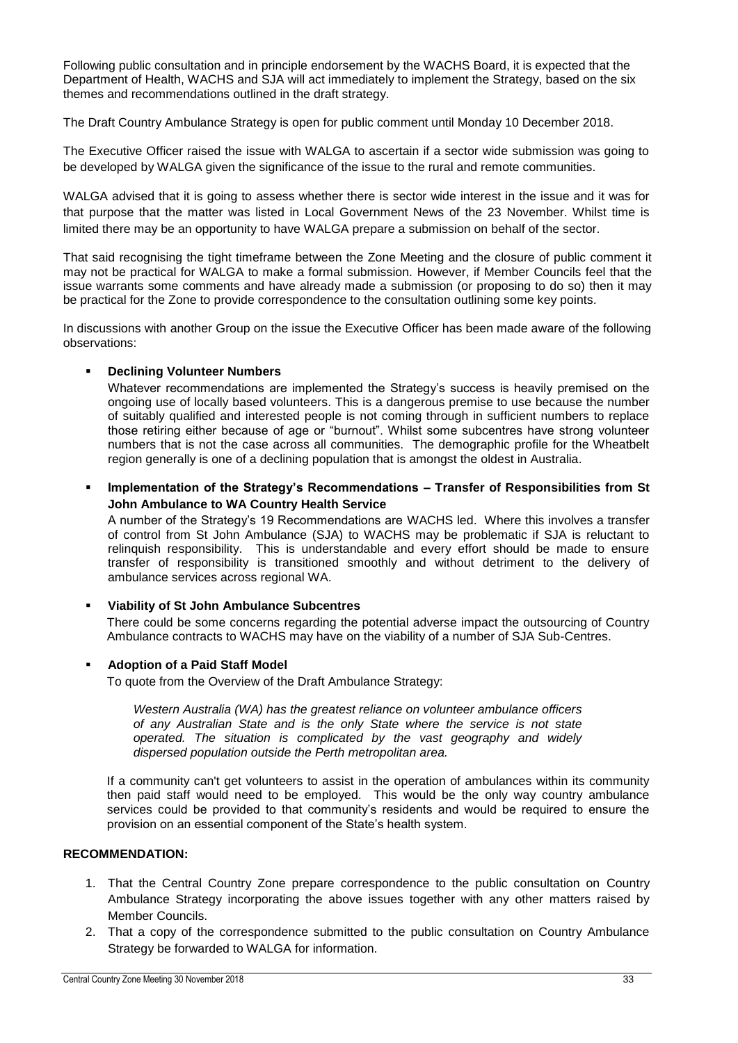Following public consultation and in principle endorsement by the WACHS Board, it is expected that the Department of Health, WACHS and SJA will act immediately to implement the Strategy, based on the six themes and recommendations outlined in the draft strategy.

The Draft Country Ambulance Strategy is open for public comment until Monday 10 December 2018.

The Executive Officer raised the issue with WALGA to ascertain if a sector wide submission was going to be developed by WALGA given the significance of the issue to the rural and remote communities.

WALGA advised that it is going to assess whether there is sector wide interest in the issue and it was for that purpose that the matter was listed in Local Government News of the 23 November. Whilst time is limited there may be an opportunity to have WALGA prepare a submission on behalf of the sector.

That said recognising the tight timeframe between the Zone Meeting and the closure of public comment it may not be practical for WALGA to make a formal submission. However, if Member Councils feel that the issue warrants some comments and have already made a submission (or proposing to do so) then it may be practical for the Zone to provide correspondence to the consultation outlining some key points.

In discussions with another Group on the issue the Executive Officer has been made aware of the following observations:

- **Declining Volunteer Numbers**

  Whatever recommendations are implemented the Strategy's success is heavily premised on the ongoing use of locally based volunteers. This is a dangerous premise to use because the number of suitably qualified and interested people is not coming through in sufficient numbers to replace those retiring either because of age or "burnout". Whilst some subcentres have strong volunteer numbers that is not the case across all communities. The demographic profile for the Wheatbelt region generally is one of a declining population that is amongst the oldest in Australia.

- **Implementation of the Strategy's Recommendations – Transfer of Responsibilities from St John Ambulance to WA Country Health Service**

  A number of the Strategy's 19 Recommendations are WACHS led. Where this involves a transfer of control from St John Ambulance (SJA) to WACHS may be problematic if SJA is reluctant to relinquish responsibility. This is understandable and every effort should be made to ensure transfer of responsibility is transitioned smoothly and without detriment to the delivery of ambulance services across regional WA.

- **Viability of St John Ambulance Subcentres**

  There could be some concerns regarding the potential adverse impact the outsourcing of Country Ambulance contracts to WACHS may have on the viability of a number of SJA Sub-Centres.

- **Adoption of a Paid Staff Model**

  To quote from the Overview of the Draft Ambulance Strategy:

  > *Western Australia (WA) has the greatest reliance on volunteer ambulance officers of any Australian State and is the only State where the service is not state operated. The situation is complicated by the vast geography and widely dispersed population outside the Perth metropolitan area.*

  If a community can't get volunteers to assist in the operation of ambulances within its community then paid staff would need to be employed. This would be the only way country ambulance services could be provided to that community's residents and would be required to ensure the provision on an essential component of the State's health system.

**RECOMMENDATION:**

1. That the Central Country Zone prepare correspondence to the public consultation on Country Ambulance Strategy incorporating the above issues together with any other matters raised by Member Councils.
2. That a copy of the correspondence submitted to the public consultation on Country Ambulance Strategy be forwarded to WALGA for information.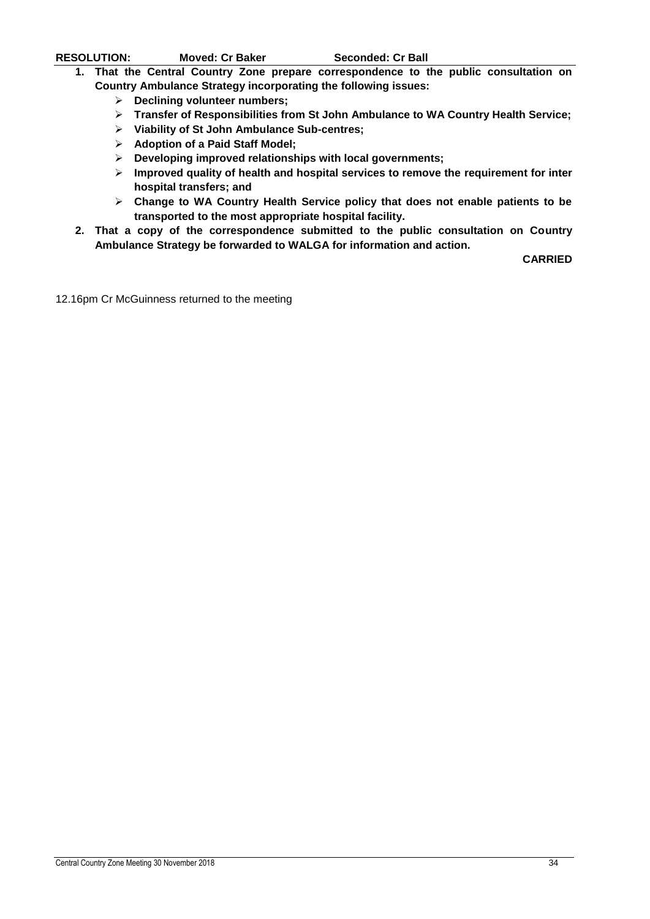**RESOLUTION:** **Moved: Cr Baker** **Seconded: Cr Ball**

1. **That the Central Country Zone prepare correspondence to the public consultation on Country Ambulance Strategy incorporating the following issues:**
   - **Declining volunteer numbers;**
   - **Transfer of Responsibilities from St John Ambulance to WA Country Health Service;**
   - **Viability of St John Ambulance Sub-centres;**
   - **Adoption of a Paid Staff Model;**
   - **Developing improved relationships with local governments;**
   - **Improved quality of health and hospital services to remove the requirement for inter hospital transfers; and**
   - **Change to WA Country Health Service policy that does not enable patients to be transported to the most appropriate hospital facility.**
2. **That a copy of the correspondence submitted to the public consultation on Country Ambulance Strategy be forwarded to WALGA for information and action.**

**CARRIED**

12.16pm Cr McGuinness returned to the meeting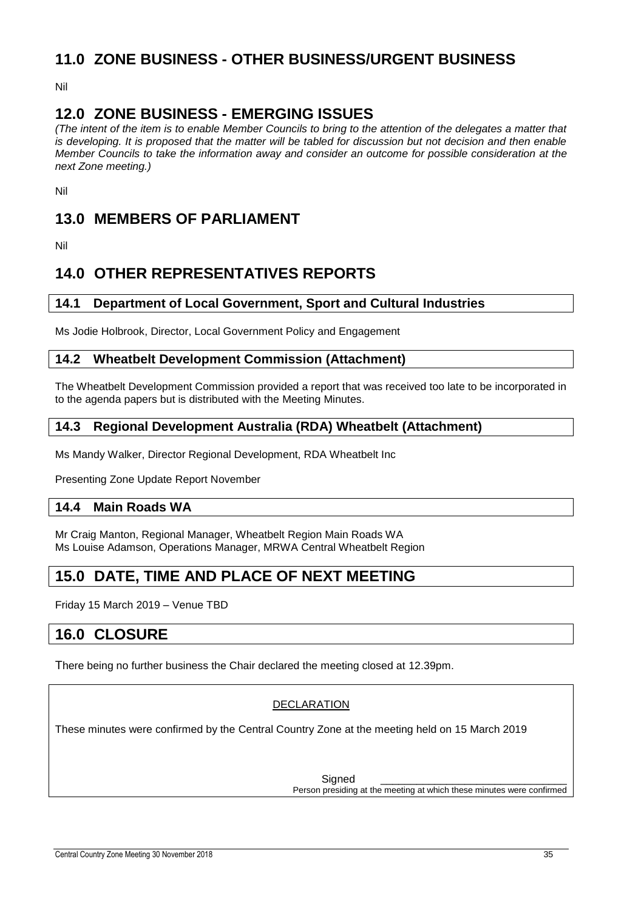## 11.0 ZONE BUSINESS - OTHER BUSINESS/URGENT BUSINESS

Nil

## 12.0 ZONE BUSINESS - EMERGING ISSUES

*(The intent of the item is to enable Member Councils to bring to the attention of the delegates a matter that is developing. It is proposed that the matter will be tabled for discussion but not decision and then enable Member Councils to take the information away and consider an outcome for possible consideration at the next Zone meeting.)*

Nil

## 13.0 MEMBERS OF PARLIAMENT

Nil

## 14.0 OTHER REPRESENTATIVES REPORTS

### 14.1 Department of Local Government, Sport and Cultural Industries

Ms Jodie Holbrook, Director, Local Government Policy and Engagement

### 14.2 Wheatbelt Development Commission (Attachment)

The Wheatbelt Development Commission provided a report that was received too late to be incorporated in to the agenda papers but is distributed with the Meeting Minutes.

### 14.3 Regional Development Australia (RDA) Wheatbelt (Attachment)

Ms Mandy Walker, Director Regional Development, RDA Wheatbelt Inc

Presenting Zone Update Report November

### 14.4 Main Roads WA

Mr Craig Manton, Regional Manager, Wheatbelt Region Main Roads WA
Ms Louise Adamson, Operations Manager, MRWA Central Wheatbelt Region

## 15.0 DATE, TIME AND PLACE OF NEXT MEETING

Friday 15 March 2019 – Venue TBD

## 16.0 CLOSURE

There being no further business the Chair declared the meeting closed at 12.39pm.

DECLARATION

These minutes were confirmed by the Central Country Zone at the meeting held on 15 March 2019

Signed \_\_\_\_\_\_\_\_\_\_\_\_\_\_\_\_\_\_\_\_\_\_\_\_\_\_\_\_\_\_\_\_
Person presiding at the meeting at which these minutes were confirmed